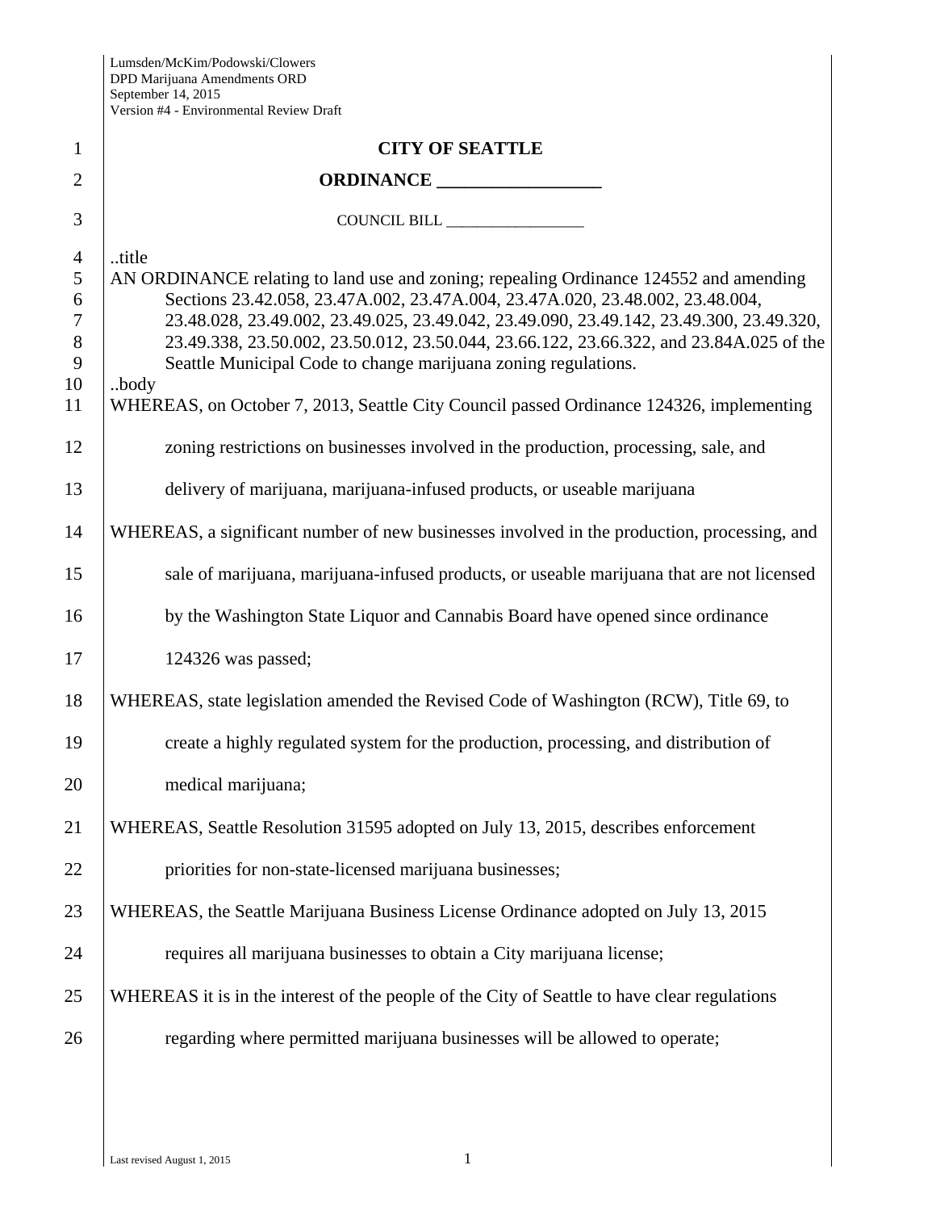Lumsden/McKim/Podowski/Clowers
DPD Marijuana Amendments ORD
September 14, 2015
Version #4 - Environmental Review Draft

**CITY OF SEATTLE**

**ORDINANCE __________________**

COUNCIL BILL __________________

..title
AN ORDINANCE relating to land use and zoning; repealing Ordinance 124552 and amending Sections 23.42.058, 23.47A.002, 23.47A.004, 23.47A.020, 23.48.002, 23.48.004, 23.48.028, 23.49.002, 23.49.025, 23.49.042, 23.49.090, 23.49.142, 23.49.300, 23.49.320, 23.49.338, 23.50.002, 23.50.012, 23.50.044, 23.66.122, 23.66.322, and 23.84A.025 of the Seattle Municipal Code to change marijuana zoning regulations.
..body
WHEREAS, on October 7, 2013, Seattle City Council passed Ordinance 124326, implementing zoning restrictions on businesses involved in the production, processing, sale, and delivery of marijuana, marijuana-infused products, or useable marijuana

WHEREAS, a significant number of new businesses involved in the production, processing, and sale of marijuana, marijuana-infused products, or useable marijuana that are not licensed by the Washington State Liquor and Cannabis Board have opened since ordinance 124326 was passed;

WHEREAS, state legislation amended the Revised Code of Washington (RCW), Title 69, to create a highly regulated system for the production, processing, and distribution of medical marijuana;

WHEREAS, Seattle Resolution 31595 adopted on July 13, 2015, describes enforcement priorities for non-state-licensed marijuana businesses;

WHEREAS, the Seattle Marijuana Business License Ordinance adopted on July 13, 2015 requires all marijuana businesses to obtain a City marijuana license;

WHEREAS it is in the interest of the people of the City of Seattle to have clear regulations regarding where permitted marijuana businesses will be allowed to operate;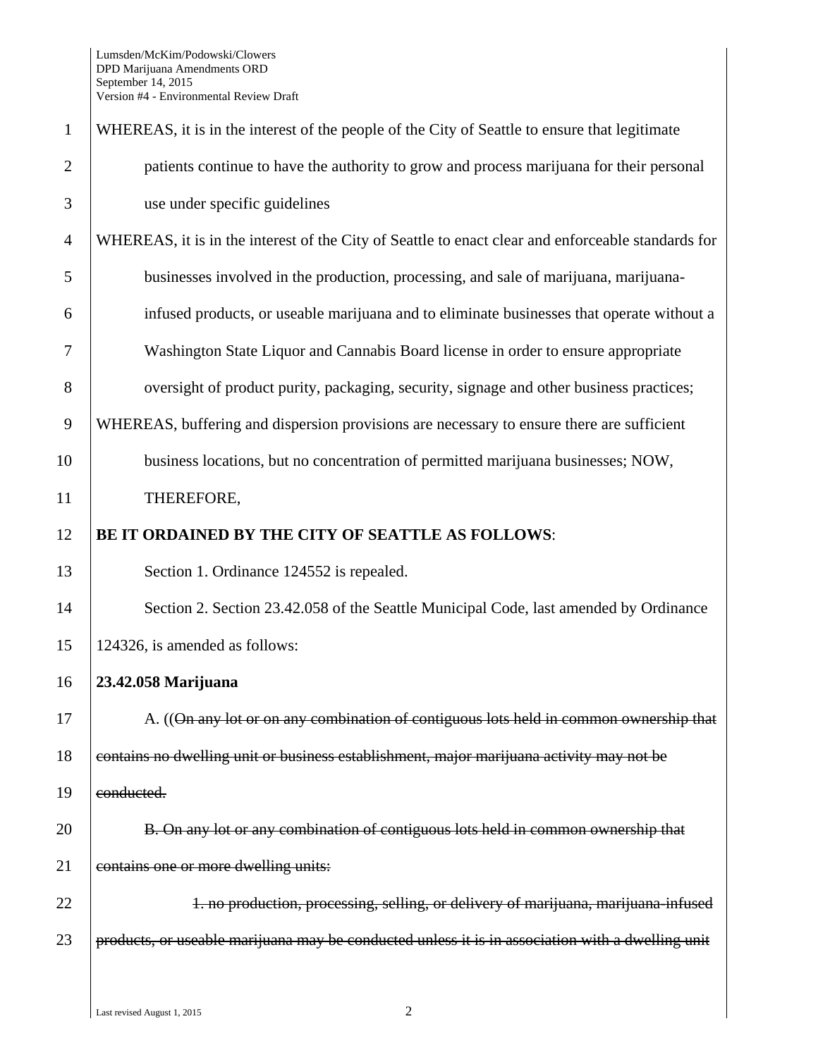WHEREAS, it is in the interest of the people of the City of Seattle to ensure that legitimate patients continue to have the authority to grow and process marijuana for their personal use under specific guidelines

WHEREAS, it is in the interest of the City of Seattle to enact clear and enforceable standards for businesses involved in the production, processing, and sale of marijuana, marijuana-infused products, or useable marijuana and to eliminate businesses that operate without a Washington State Liquor and Cannabis Board license in order to ensure appropriate oversight of product purity, packaging, security, signage and other business practices;

WHEREAS, buffering and dispersion provisions are necessary to ensure there are sufficient business locations, but no concentration of permitted marijuana businesses; NOW, THEREFORE,

**BE IT ORDAINED BY THE CITY OF SEATTLE AS FOLLOWS**:

Section 1. Ordinance 124552 is repealed.

Section 2. Section 23.42.058 of the Seattle Municipal Code, last amended by Ordinance 124326, is amended as follows:

**23.42.058 Marijuana**

A. ((~~On any lot or on any combination of contiguous lots held in common ownership that contains no dwelling unit or business establishment, major marijuana activity may not be conducted.~~

~~B. On any lot or any combination of contiguous lots held in common ownership that contains one or more dwelling units:~~

~~1. no production, processing, selling, or delivery of marijuana, marijuana-infused products, or useable marijuana may be conducted unless it is in association with a dwelling unit~~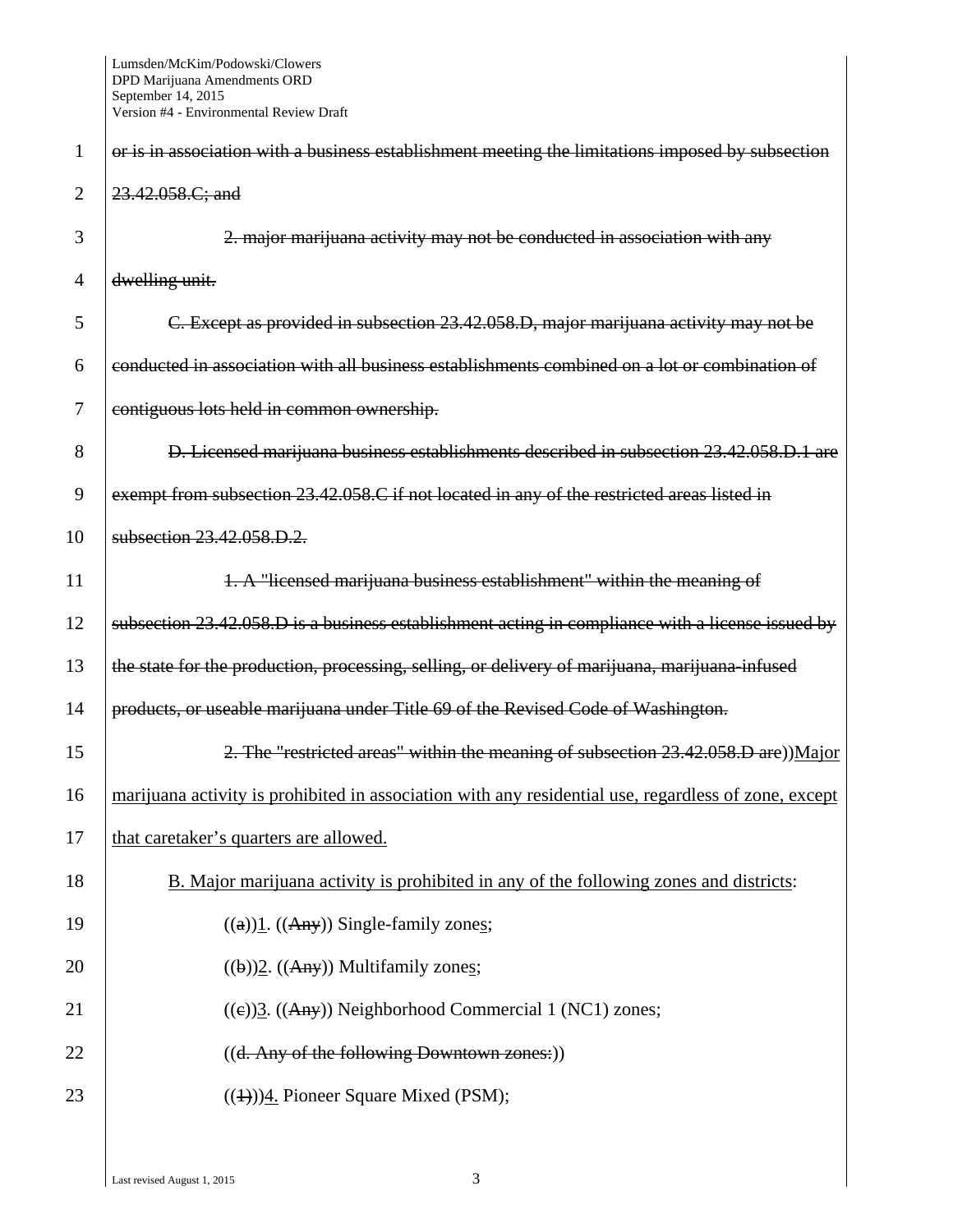~~or is in association with a business establishment meeting the limitations imposed by subsection 23.42.058.C; and~~

~~2. major marijuana activity may not be conducted in association with any dwelling unit.~~

~~C. Except as provided in subsection 23.42.058.D, major marijuana activity may not be conducted in association with all business establishments combined on a lot or combination of contiguous lots held in common ownership.~~

~~D. Licensed marijuana business establishments described in subsection 23.42.058.D.1 are exempt from subsection 23.42.058.C if not located in any of the restricted areas listed in subsection 23.42.058.D.2.~~

~~1. A "licensed marijuana business establishment" within the meaning of subsection 23.42.058.D is a business establishment acting in compliance with a license issued by the state for the production, processing, selling, or delivery of marijuana, marijuana-infused products, or useable marijuana under Title 69 of the Revised Code of Washington.~~

~~2. The "restricted areas" within the meaning of subsection 23.42.058.D are~~))<u>Major marijuana activity is prohibited in association with any residential use, regardless of zone, except that caretaker's quarters are allowed.</u>

<u>B. Major marijuana activity is prohibited in any of the following zones and districts</u>:

((~~a~~))<u>1</u>. ((~~Any~~)) Single-family zone<u>s</u>;

((~~b~~))<u>2</u>. ((~~Any~~)) Multifamily zone<u>s</u>;

((~~c~~))<u>3</u>. ((~~Any~~)) Neighborhood Commercial 1 (NC1) zones;

((~~d. Any of the following Downtown zones:~~))

((~~1)~~))<u>4.</u> Pioneer Square Mixed (PSM);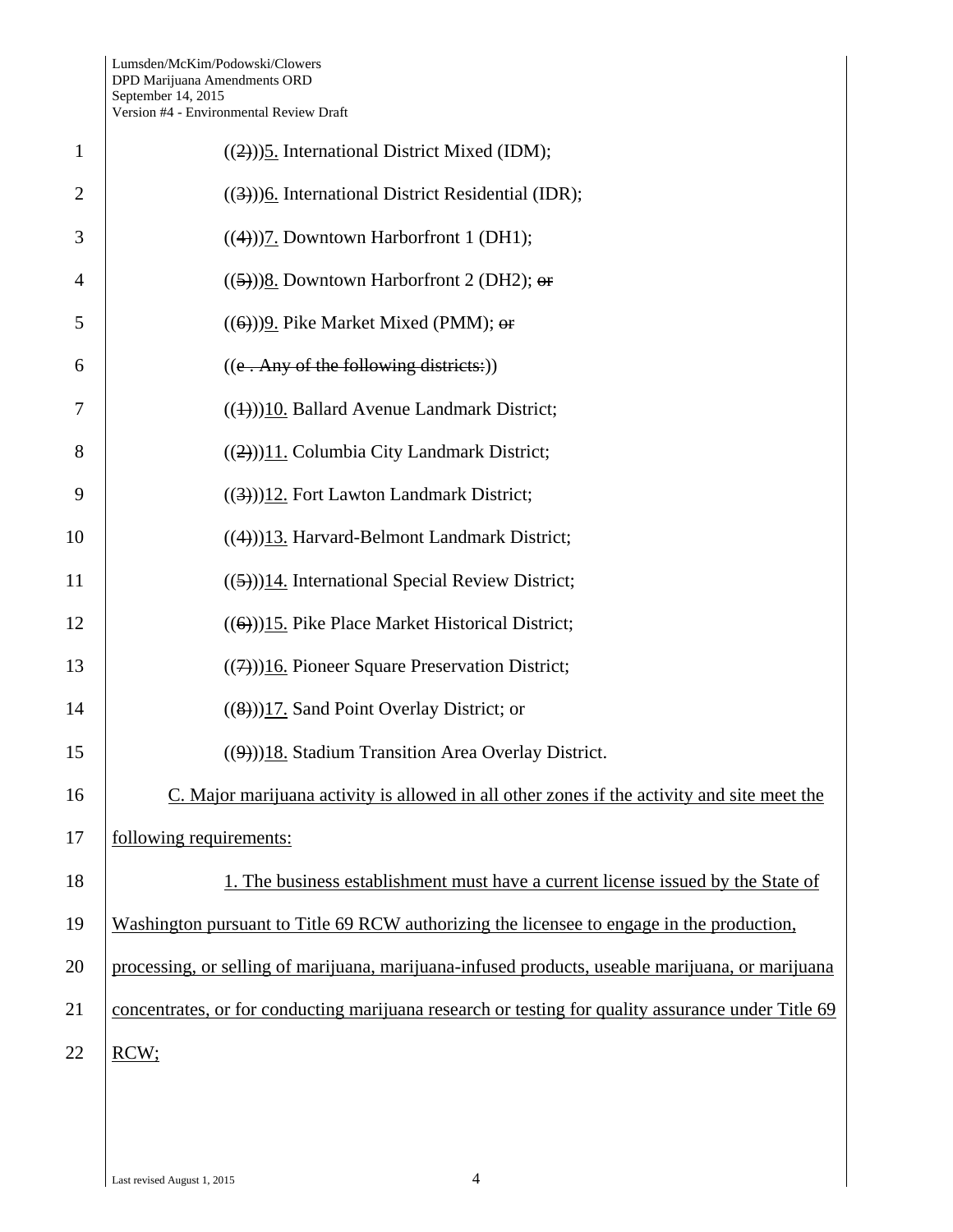((~~2~~))5. International District Mixed (IDM);

((~~3~~))6. International District Residential (IDR);

((~~4~~))7. Downtown Harborfront 1 (DH1);

((~~5~~))8. Downtown Harborfront 2 (DH2); ~~or~~

((~~6~~))9. Pike Market Mixed (PMM); ~~or~~

((~~e . Any of the following districts:~~))

((~~1~~))10. Ballard Avenue Landmark District;

((~~2~~))11. Columbia City Landmark District;

((~~3~~))12. Fort Lawton Landmark District;

((~~4~~))13. Harvard-Belmont Landmark District;

((~~5~~))14. International Special Review District;

((~~6~~))15. Pike Place Market Historical District;

((~~7~~))16. Pioneer Square Preservation District;

((~~8~~))17. Sand Point Overlay District; or

((~~9~~))18. Stadium Transition Area Overlay District.

C. Major marijuana activity is allowed in all other zones if the activity and site meet the following requirements:

1. The business establishment must have a current license issued by the State of Washington pursuant to Title 69 RCW authorizing the licensee to engage in the production, processing, or selling of marijuana, marijuana-infused products, useable marijuana, or marijuana concentrates, or for conducting marijuana research or testing for quality assurance under Title 69 RCW;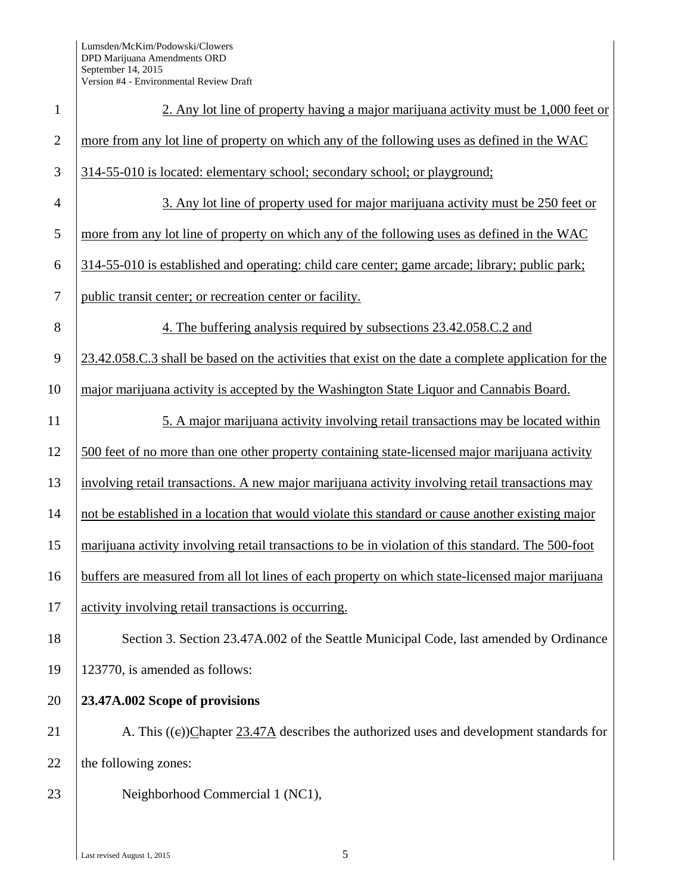2. Any lot line of property having a major marijuana activity must be 1,000 feet or more from any lot line of property on which any of the following uses as defined in the WAC 314-55-010 is located: elementary school; secondary school; or playground;

3. Any lot line of property used for major marijuana activity must be 250 feet or more from any lot line of property on which any of the following uses as defined in the WAC 314-55-010 is established and operating: child care center; game arcade; library; public park; public transit center; or recreation center or facility.

4. The buffering analysis required by subsections 23.42.058.C.2 and 23.42.058.C.3 shall be based on the activities that exist on the date a complete application for the major marijuana activity is accepted by the Washington State Liquor and Cannabis Board.

5. A major marijuana activity involving retail transactions may be located within 500 feet of no more than one other property containing state-licensed major marijuana activity involving retail transactions. A new major marijuana activity involving retail transactions may not be established in a location that would violate this standard or cause another existing major marijuana activity involving retail transactions to be in violation of this standard. The 500-foot buffers are measured from all lot lines of each property on which state-licensed major marijuana activity involving retail transactions is occurring.

Section 3. Section 23.47A.002 of the Seattle Municipal Code, last amended by Ordinance 123770, is amended as follows:

**23.47A.002 Scope of provisions**

A. This ((c))Chapter 23.47A describes the authorized uses and development standards for the following zones:

Neighborhood Commercial 1 (NC1),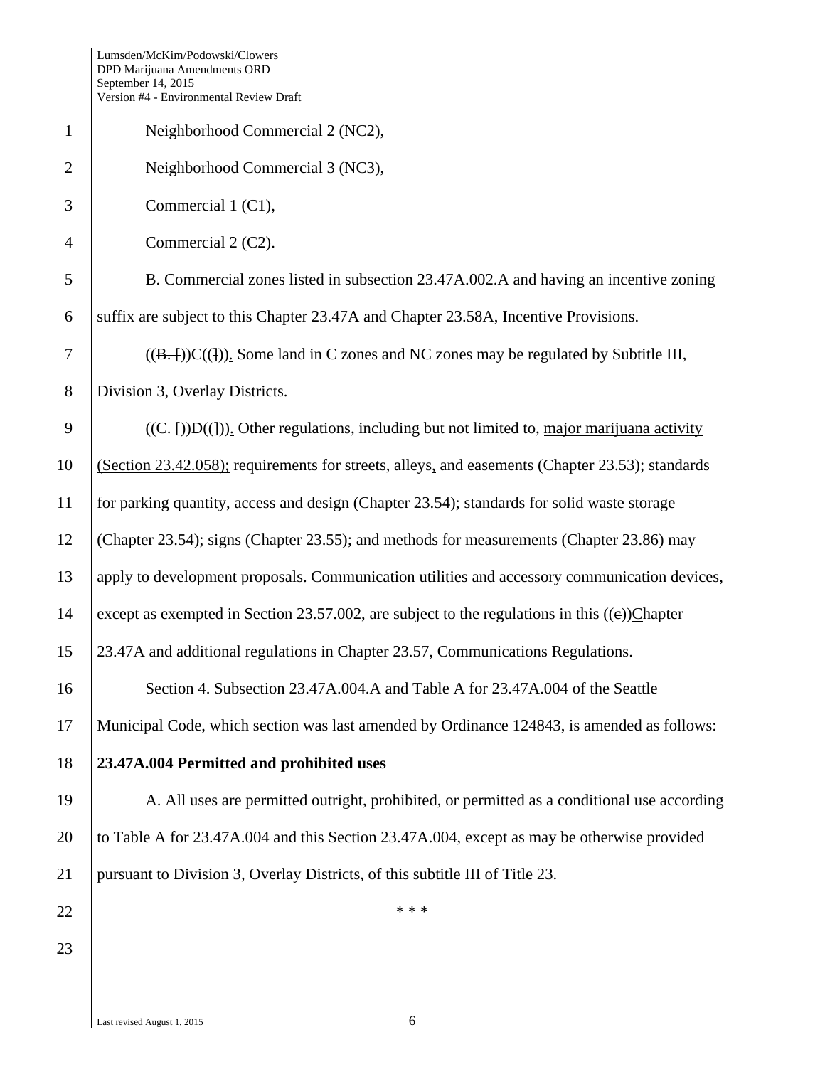Neighborhood Commercial 2 (NC2),

Neighborhood Commercial 3 (NC3),

Commercial 1 (C1),

Commercial 2 (C2).

B. Commercial zones listed in subsection 23.47A.002.A and having an incentive zoning suffix are subject to this Chapter 23.47A and Chapter 23.58A, Incentive Provisions.

((~~B. [~~))C(( ~~]~~ )). Some land in C zones and NC zones may be regulated by Subtitle III, Division 3, Overlay Districts.

((~~C. [~~))D(( ~~]~~ )). Other regulations, including but not limited to, major marijuana activity (Section 23.42.058); requirements for streets, alleys, and easements (Chapter 23.53); standards for parking quantity, access and design (Chapter 23.54); standards for solid waste storage (Chapter 23.54); signs (Chapter 23.55); and methods for measurements (Chapter 23.86) may apply to development proposals. Communication utilities and accessory communication devices, except as exempted in Section 23.57.002, are subject to the regulations in this ((~~c~~))Chapter 23.47A and additional regulations in Chapter 23.57, Communications Regulations.

Section 4. Subsection 23.47A.004.A and Table A for 23.47A.004 of the Seattle Municipal Code, which section was last amended by Ordinance 124843, is amended as follows:

**23.47A.004 Permitted and prohibited uses**

A. All uses are permitted outright, prohibited, or permitted as a conditional use according to Table A for 23.47A.004 and this Section 23.47A.004, except as may be otherwise provided pursuant to Division 3, Overlay Districts, of this subtitle III of Title 23.

* * *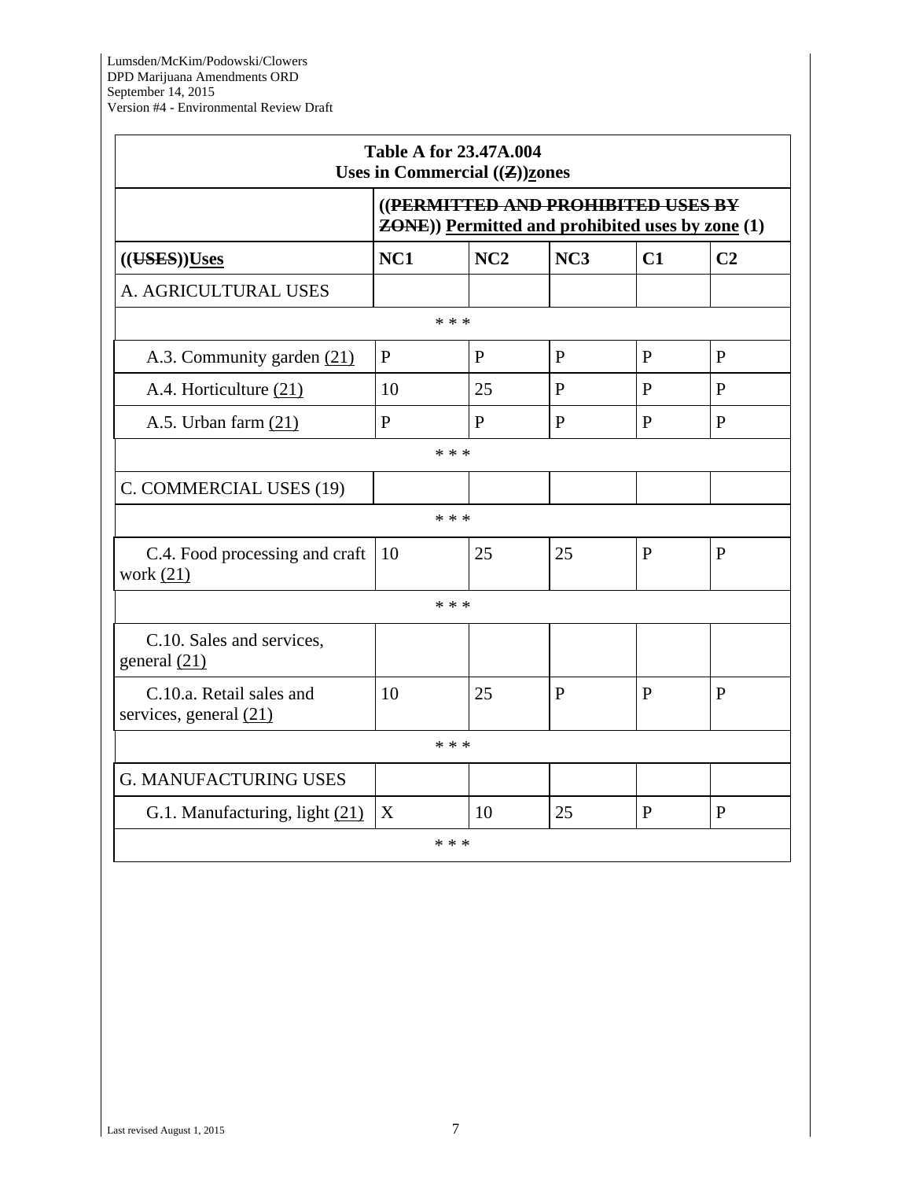| Table A for 23.47A.004 Uses in Commercial ((~~Z~~))zones | | | | | |
|---|---|---|---|---|---|
| | ((~~PERMITTED AND PROHIBITED USES BY ZONE~~)) Permitted and prohibited uses by zone (1) | | | | |
| ((~~USES~~))Uses | NC1 | NC2 | NC3 | C1 | C2 |
| A. AGRICULTURAL USES | | | | | |
| * * * | | | | | |
| A.3. Community garden (21) | P | P | P | P | P |
| A.4. Horticulture (21) | 10 | 25 | P | P | P |
| A.5. Urban farm (21) | P | P | P | P | P |
| * * * | | | | | |
| C. COMMERCIAL USES (19) | | | | | |
| * * * | | | | | |
| C.4. Food processing and craft work (21) | 10 | 25 | 25 | P | P |
| * * * | | | | | |
| C.10. Sales and services, general (21) | | | | | |
| C.10.a. Retail sales and services, general (21) | 10 | 25 | P | P | P |
| * * * | | | | | |
| G. MANUFACTURING USES | | | | | |
| G.1. Manufacturing, light (21) | X | 10 | 25 | P | P |
| * * * | | | | | |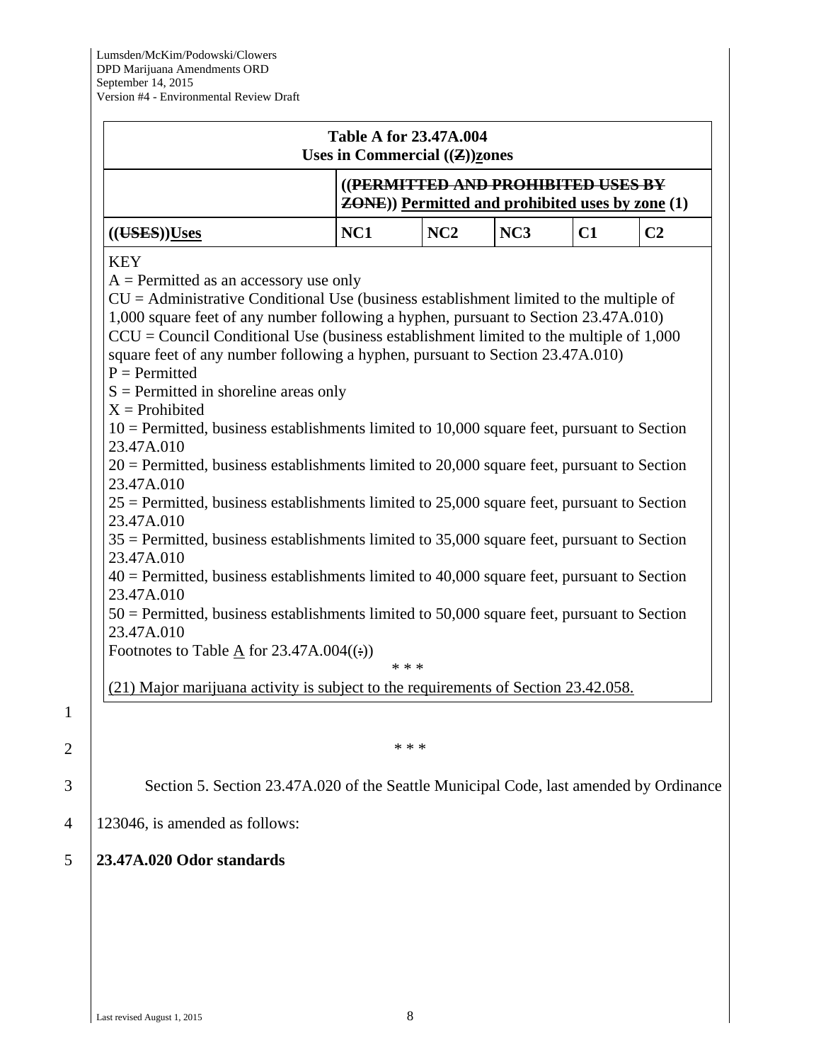| Table A for 23.47A.004<br>Uses in Commercial ((~~Z~~))zones | | | | | |
|---|---|---|---|---|---|
| | ((~~PERMITTED AND PROHIBITED USES BY ZONE~~)) Permitted and prohibited uses by zone (1) | | | | |
| ((~~USES~~))Uses | NC1 | NC2 | NC3 | C1 | C2 |

KEY
A = Permitted as an accessory use only
CU = Administrative Conditional Use (business establishment limited to the multiple of 1,000 square feet of any number following a hyphen, pursuant to Section 23.47A.010)
CCU = Council Conditional Use (business establishment limited to the multiple of 1,000 square feet of any number following a hyphen, pursuant to Section 23.47A.010)
P = Permitted
S = Permitted in shoreline areas only
X = Prohibited
10 = Permitted, business establishments limited to 10,000 square feet, pursuant to Section 23.47A.010
20 = Permitted, business establishments limited to 20,000 square feet, pursuant to Section 23.47A.010
25 = Permitted, business establishments limited to 25,000 square feet, pursuant to Section 23.47A.010
35 = Permitted, business establishments limited to 35,000 square feet, pursuant to Section 23.47A.010
40 = Permitted, business establishments limited to 40,000 square feet, pursuant to Section 23.47A.010
50 = Permitted, business establishments limited to 50,000 square feet, pursuant to Section 23.47A.010
Footnotes to Table A for 23.47A.004((~~:~~))

\* \* \*

(21) Major marijuana activity is subject to the requirements of Section 23.42.058.

\* \* \*

Section 5. Section 23.47A.020 of the Seattle Municipal Code, last amended by Ordinance 123046, is amended as follows:

**23.47A.020 Odor standards**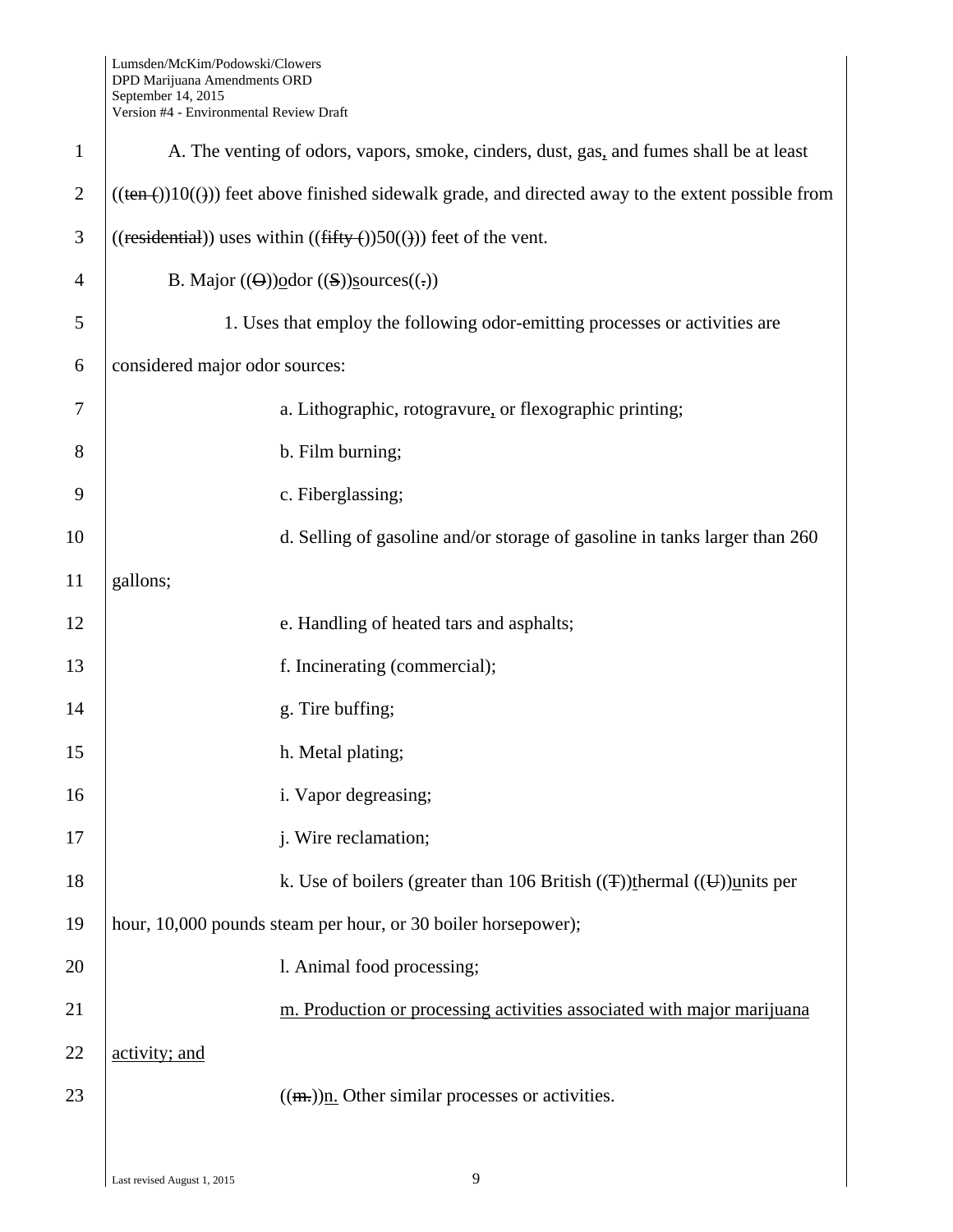A. The venting of odors, vapors, smoke, cinders, dust, gas, and fumes shall be at least ((~~ten (~~))10((~~)~~)) feet above finished sidewalk grade, and directed away to the extent possible from ((~~residential~~)) uses within ((~~fifty (~~))50((~~)~~)) feet of the vent.

B. Major ((~~O~~))odor ((~~S~~))sources((~~.~~))

1. Uses that employ the following odor-emitting processes or activities are considered major odor sources:

a. Lithographic, rotogravure, or flexographic printing;

b. Film burning;

c. Fiberglassing;

d. Selling of gasoline and/or storage of gasoline in tanks larger than 260 gallons;

e. Handling of heated tars and asphalts;

f. Incinerating (commercial);

g. Tire buffing;

h. Metal plating;

i. Vapor degreasing;

j. Wire reclamation;

k. Use of boilers (greater than 106 British ((~~T~~))thermal ((~~U~~))units per hour, 10,000 pounds steam per hour, or 30 boiler horsepower);

l. Animal food processing;

m. Production or processing activities associated with major marijuana activity; and

((~~m.~~))n. Other similar processes or activities.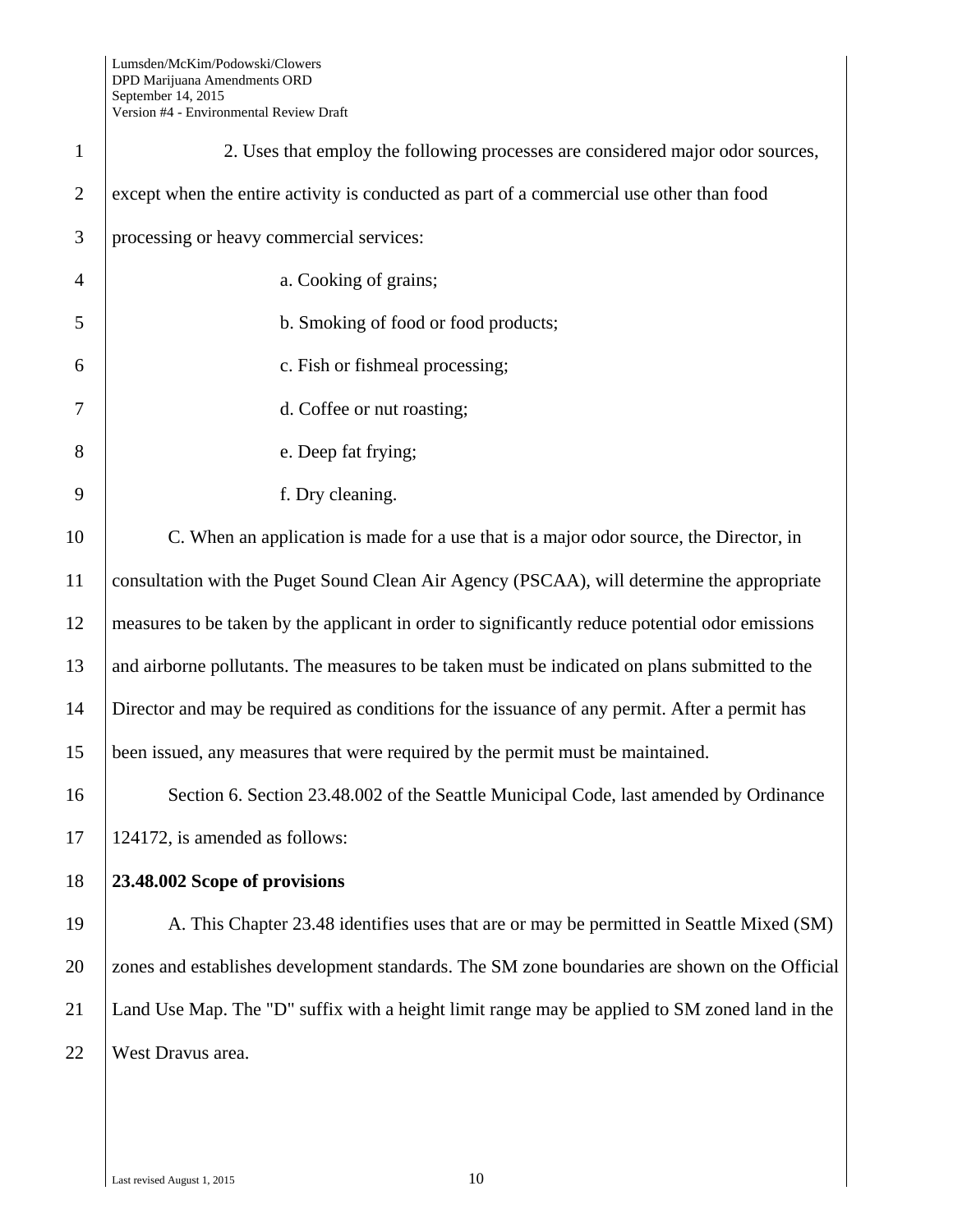2. Uses that employ the following processes are considered major odor sources, except when the entire activity is conducted as part of a commercial use other than food processing or heavy commercial services:

a. Cooking of grains;

b. Smoking of food or food products;

c. Fish or fishmeal processing;

d. Coffee or nut roasting;

e. Deep fat frying;

f. Dry cleaning.

C. When an application is made for a use that is a major odor source, the Director, in consultation with the Puget Sound Clean Air Agency (PSCAA), will determine the appropriate measures to be taken by the applicant in order to significantly reduce potential odor emissions and airborne pollutants. The measures to be taken must be indicated on plans submitted to the Director and may be required as conditions for the issuance of any permit. After a permit has been issued, any measures that were required by the permit must be maintained.

Section 6. Section 23.48.002 of the Seattle Municipal Code, last amended by Ordinance 124172, is amended as follows:

**23.48.002 Scope of provisions**

A. This Chapter 23.48 identifies uses that are or may be permitted in Seattle Mixed (SM) zones and establishes development standards. The SM zone boundaries are shown on the Official Land Use Map. The "D" suffix with a height limit range may be applied to SM zoned land in the West Dravus area.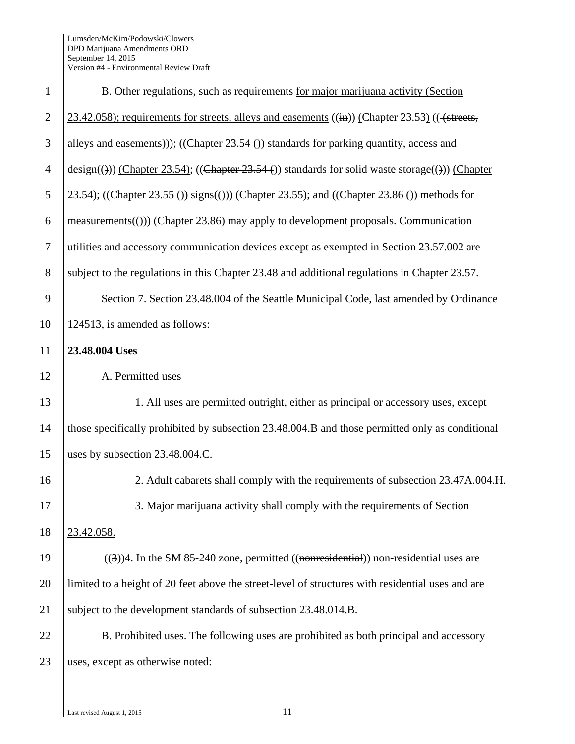B. Other regulations, such as requirements for major marijuana activity (Section 23.42.058); requirements for streets, alleys and easements ((in)) (Chapter 23.53) (( (streets, alleys and easements))); ((Chapter 23.54 ()) standards for parking quantity, access and design(())) (Chapter 23.54); ((Chapter 23.54 ()) standards for solid waste storage(())) (Chapter 23.54); ((Chapter 23.55 ()) signs(())) (Chapter 23.55); and ((Chapter 23.86 ()) methods for measurements(())) (Chapter 23.86) may apply to development proposals. Communication utilities and accessory communication devices except as exempted in Section 23.57.002 are subject to the regulations in this Chapter 23.48 and additional regulations in Chapter 23.57.

Section 7. Section 23.48.004 of the Seattle Municipal Code, last amended by Ordinance 124513, is amended as follows:

**23.48.004 Uses**

A. Permitted uses

1. All uses are permitted outright, either as principal or accessory uses, except those specifically prohibited by subsection 23.48.004.B and those permitted only as conditional uses by subsection 23.48.004.C.

2. Adult cabarets shall comply with the requirements of subsection 23.47A.004.H.

3. Major marijuana activity shall comply with the requirements of Section 23.42.058.

((3))4. In the SM 85-240 zone, permitted ((nonresidential)) non-residential uses are limited to a height of 20 feet above the street-level of structures with residential uses and are subject to the development standards of subsection 23.48.014.B.

B. Prohibited uses. The following uses are prohibited as both principal and accessory uses, except as otherwise noted: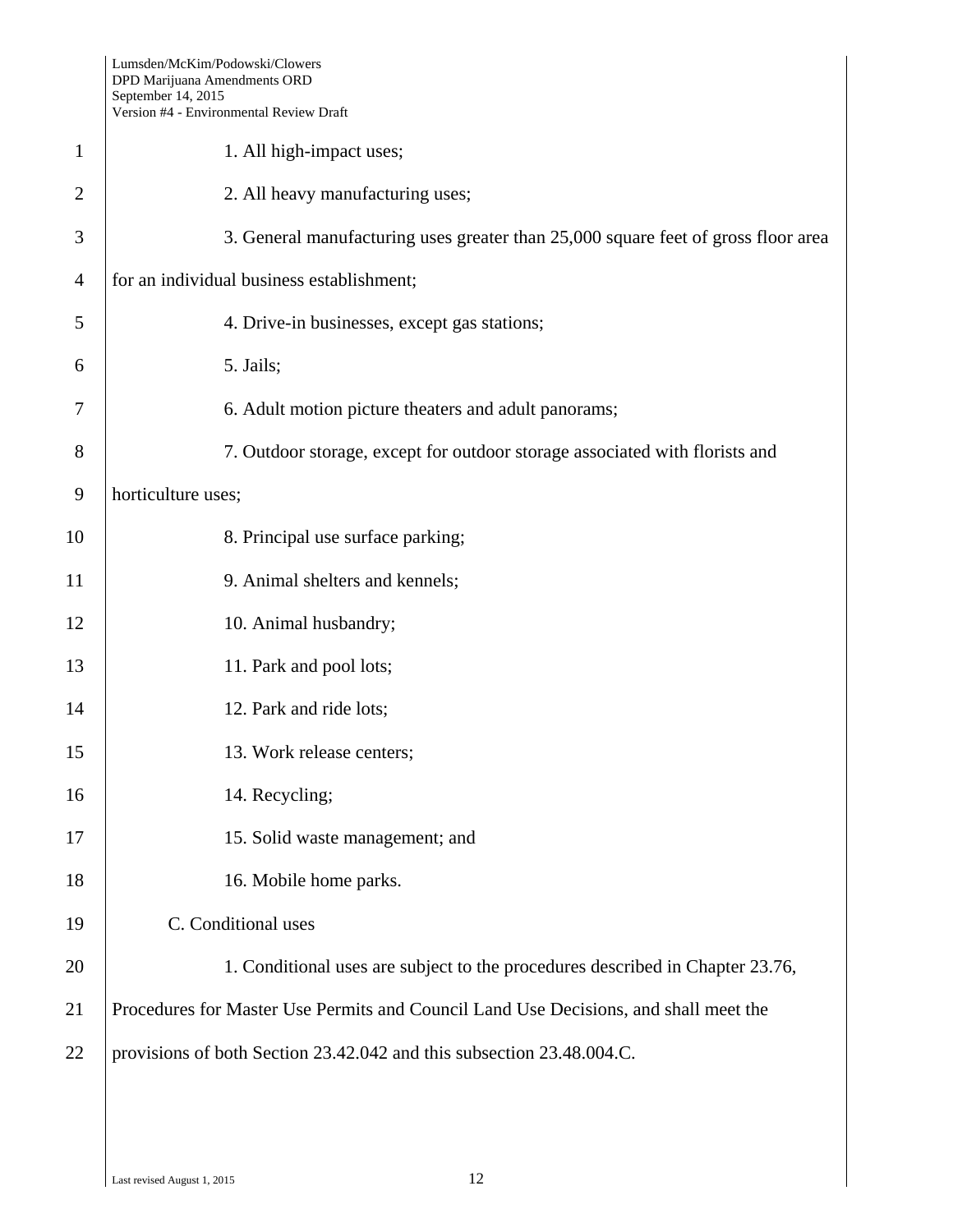1. All high-impact uses;

2. All heavy manufacturing uses;

3. General manufacturing uses greater than 25,000 square feet of gross floor area for an individual business establishment;

4. Drive-in businesses, except gas stations;

5. Jails;

6. Adult motion picture theaters and adult panorams;

7. Outdoor storage, except for outdoor storage associated with florists and horticulture uses;

8. Principal use surface parking;

9. Animal shelters and kennels;

10. Animal husbandry;

11. Park and pool lots;

12. Park and ride lots;

13. Work release centers;

14. Recycling;

15. Solid waste management; and

16. Mobile home parks.

C. Conditional uses

1. Conditional uses are subject to the procedures described in Chapter 23.76, Procedures for Master Use Permits and Council Land Use Decisions, and shall meet the provisions of both Section 23.42.042 and this subsection 23.48.004.C.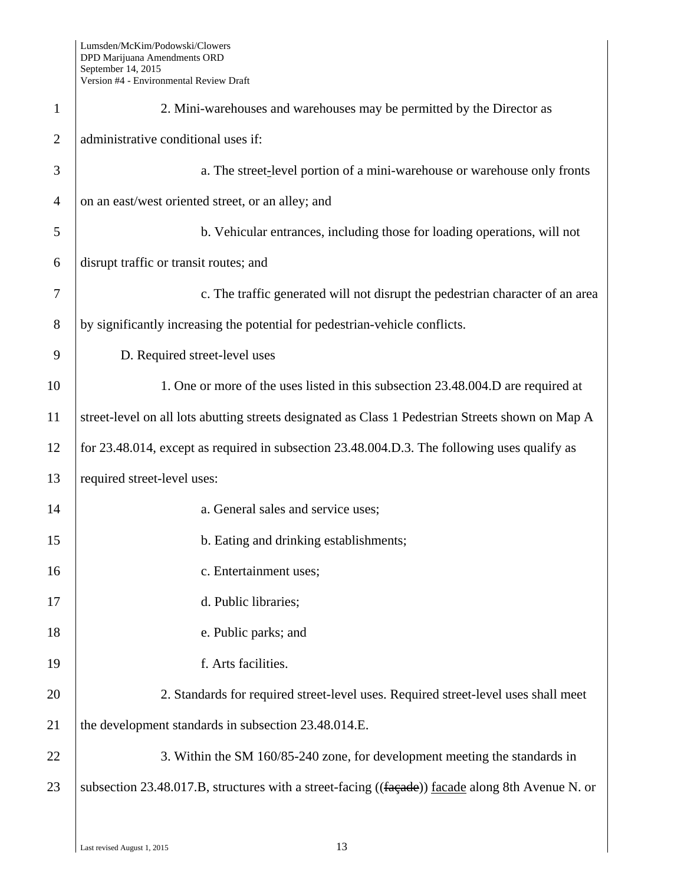2. Mini-warehouses and warehouses may be permitted by the Director as administrative conditional uses if:

a. The street-level portion of a mini-warehouse or warehouse only fronts on an east/west oriented street, or an alley; and

b. Vehicular entrances, including those for loading operations, will not disrupt traffic or transit routes; and

c. The traffic generated will not disrupt the pedestrian character of an area by significantly increasing the potential for pedestrian-vehicle conflicts.

D. Required street-level uses

1. One or more of the uses listed in this subsection 23.48.004.D are required at street-level on all lots abutting streets designated as Class 1 Pedestrian Streets shown on Map A for 23.48.014, except as required in subsection 23.48.004.D.3. The following uses qualify as required street-level uses:

a. General sales and service uses;

b. Eating and drinking establishments;

c. Entertainment uses;

d. Public libraries;

e. Public parks; and

f. Arts facilities.

2. Standards for required street-level uses. Required street-level uses shall meet the development standards in subsection 23.48.014.E.

3. Within the SM 160/85-240 zone, for development meeting the standards in subsection 23.48.017.B, structures with a street-facing ((~~façade~~)) <u>facade</u> along 8th Avenue N. or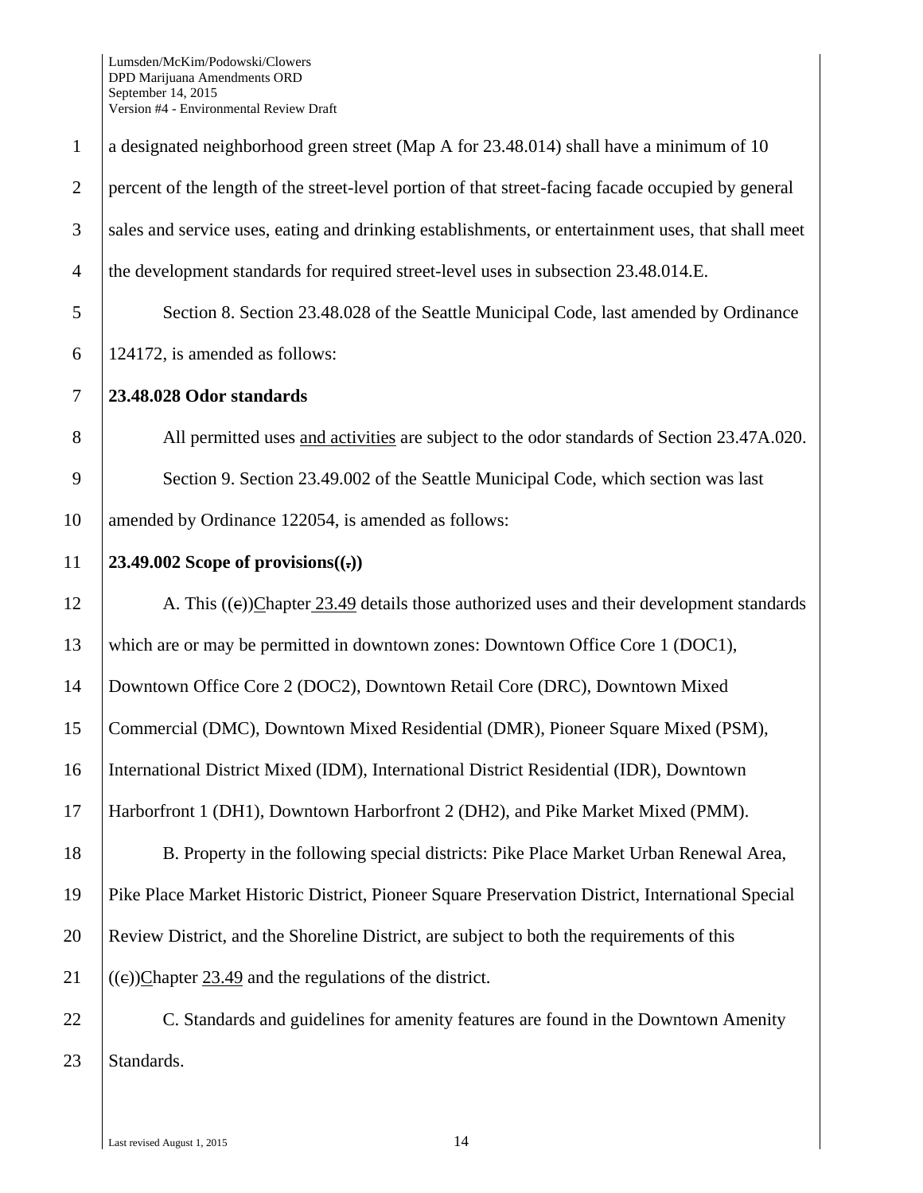a designated neighborhood green street (Map A for 23.48.014) shall have a minimum of 10 percent of the length of the street-level portion of that street-facing facade occupied by general sales and service uses, eating and drinking establishments, or entertainment uses, that shall meet the development standards for required street-level uses in subsection 23.48.014.E.

Section 8. Section 23.48.028 of the Seattle Municipal Code, last amended by Ordinance 124172, is amended as follows:

**23.48.028 Odor standards**

All permitted uses and activities are subject to the odor standards of Section 23.47A.020.

Section 9. Section 23.49.002 of the Seattle Municipal Code, which section was last amended by Ordinance 122054, is amended as follows:

**23.49.002 Scope of provisions((.))**

A. This ((c))Chapter 23.49 details those authorized uses and their development standards which are or may be permitted in downtown zones: Downtown Office Core 1 (DOC1), Downtown Office Core 2 (DOC2), Downtown Retail Core (DRC), Downtown Mixed Commercial (DMC), Downtown Mixed Residential (DMR), Pioneer Square Mixed (PSM), International District Mixed (IDM), International District Residential (IDR), Downtown Harborfront 1 (DH1), Downtown Harborfront 2 (DH2), and Pike Market Mixed (PMM).

B. Property in the following special districts: Pike Place Market Urban Renewal Area, Pike Place Market Historic District, Pioneer Square Preservation District, International Special Review District, and the Shoreline District, are subject to both the requirements of this ((c))Chapter 23.49 and the regulations of the district.

C. Standards and guidelines for amenity features are found in the Downtown Amenity Standards.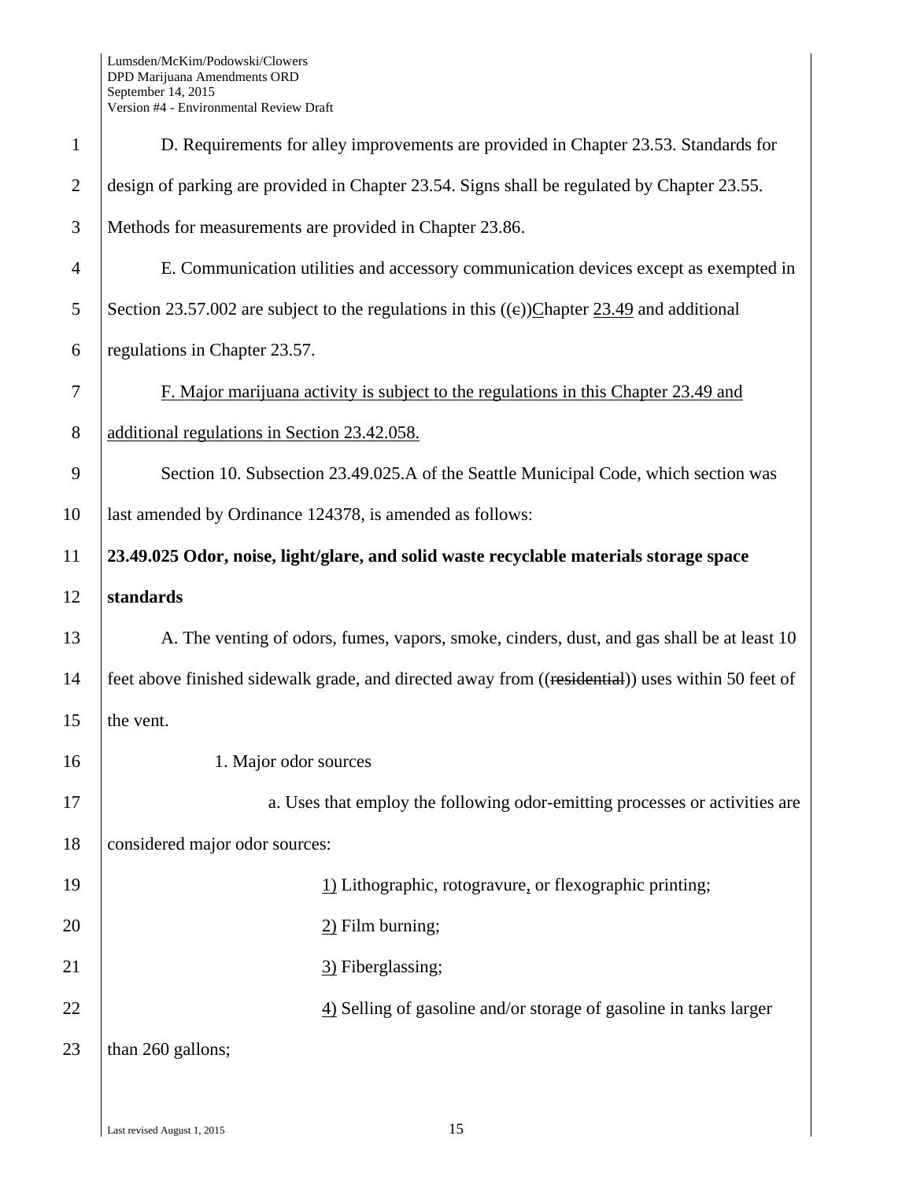D. Requirements for alley improvements are provided in Chapter 23.53. Standards for design of parking are provided in Chapter 23.54. Signs shall be regulated by Chapter 23.55. Methods for measurements are provided in Chapter 23.86.

E. Communication utilities and accessory communication devices except as exempted in Section 23.57.002 are subject to the regulations in this ((c))Chapter 23.49 and additional regulations in Chapter 23.57.

F. Major marijuana activity is subject to the regulations in this Chapter 23.49 and additional regulations in Section 23.42.058.

Section 10. Subsection 23.49.025.A of the Seattle Municipal Code, which section was last amended by Ordinance 124378, is amended as follows:

**23.49.025 Odor, noise, light/glare, and solid waste recyclable materials storage space standards**

A. The venting of odors, fumes, vapors, smoke, cinders, dust, and gas shall be at least 10 feet above finished sidewalk grade, and directed away from ((~~residential~~)) uses within 50 feet of the vent.

1. Major odor sources

a. Uses that employ the following odor-emitting processes or activities are considered major odor sources:

1) Lithographic, rotogravure, or flexographic printing;

2) Film burning;

3) Fiberglassing;

4) Selling of gasoline and/or storage of gasoline in tanks larger than 260 gallons;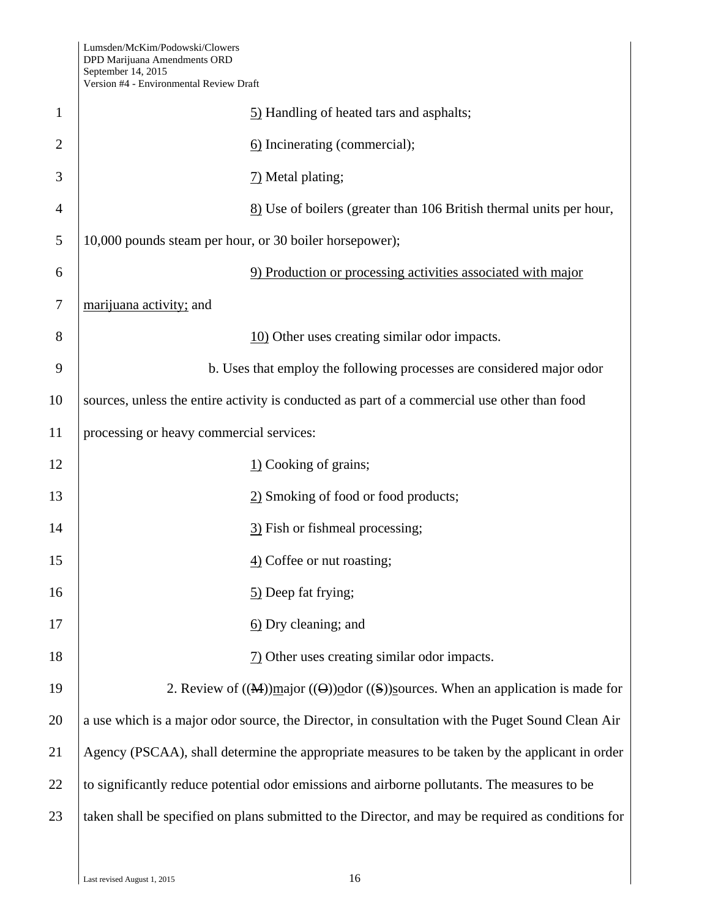5) Handling of heated tars and asphalts;

6) Incinerating (commercial);

7) Metal plating;

8) Use of boilers (greater than 106 British thermal units per hour, 10,000 pounds steam per hour, or 30 boiler horsepower);

9) Production or processing activities associated with major marijuana activity; and

10) Other uses creating similar odor impacts.

b. Uses that employ the following processes are considered major odor sources, unless the entire activity is conducted as part of a commercial use other than food processing or heavy commercial services:

1) Cooking of grains;

2) Smoking of food or food products;

3) Fish or fishmeal processing;

4) Coffee or nut roasting;

5) Deep fat frying;

6) Dry cleaning; and

7) Other uses creating similar odor impacts.

2. Review of ((~~M~~))major ((~~O~~))odor ((~~S~~))sources. When an application is made for a use which is a major odor source, the Director, in consultation with the Puget Sound Clean Air Agency (PSCAA), shall determine the appropriate measures to be taken by the applicant in order to significantly reduce potential odor emissions and airborne pollutants. The measures to be taken shall be specified on plans submitted to the Director, and may be required as conditions for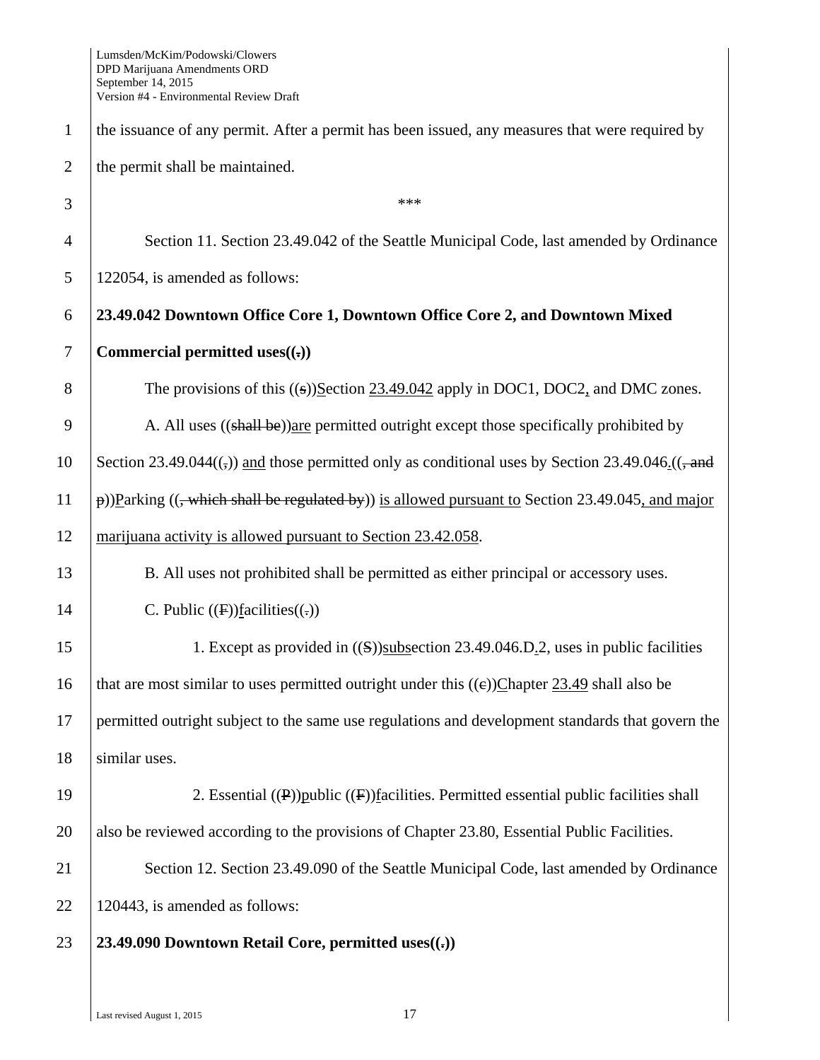the issuance of any permit. After a permit has been issued, any measures that were required by the permit shall be maintained.

\*\*\*

Section 11. Section 23.49.042 of the Seattle Municipal Code, last amended by Ordinance 122054, is amended as follows:

**23.49.042 Downtown Office Core 1, Downtown Office Core 2, and Downtown Mixed Commercial permitted uses((.))**

The provisions of this ((s))Section 23.49.042 apply in DOC1, DOC2, and DMC zones.

A. All uses ((shall be))are permitted outright except those specifically prohibited by Section 23.49.044((,)) and those permitted only as conditional uses by Section 23.49.046.((, and p))Parking ((, which shall be regulated by)) is allowed pursuant to Section 23.49.045, and major marijuana activity is allowed pursuant to Section 23.42.058.

B. All uses not prohibited shall be permitted as either principal or accessory uses.

C. Public ((F))facilities((.))

1. Except as provided in ((S))subsection 23.49.046.D.2, uses in public facilities that are most similar to uses permitted outright under this ((c))Chapter 23.49 shall also be permitted outright subject to the same use regulations and development standards that govern the similar uses.

2. Essential ((P))public ((F))facilities. Permitted essential public facilities shall also be reviewed according to the provisions of Chapter 23.80, Essential Public Facilities.

Section 12. Section 23.49.090 of the Seattle Municipal Code, last amended by Ordinance 120443, is amended as follows:

**23.49.090 Downtown Retail Core, permitted uses((.))**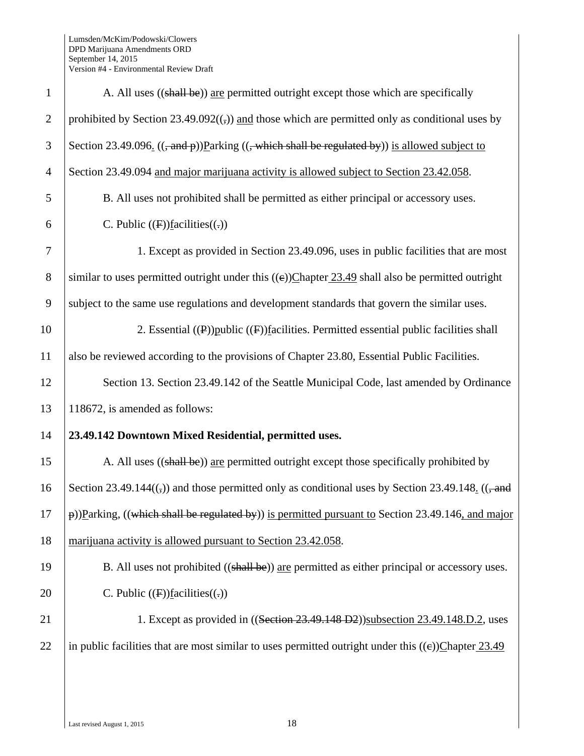A. All uses ((shall be)) are permitted outright except those which are specifically prohibited by Section 23.49.092((,)) and those which are permitted only as conditional uses by Section 23.49.096. ((, and p))Parking ((, which shall be regulated by)) is allowed subject to Section 23.49.094 and major marijuana activity is allowed subject to Section 23.42.058.

B. All uses not prohibited shall be permitted as either principal or accessory uses.

C. Public ((F))facilities((,))

1. Except as provided in Section 23.49.096, uses in public facilities that are most similar to uses permitted outright under this ((c))Chapter 23.49 shall also be permitted outright subject to the same use regulations and development standards that govern the similar uses.

2. Essential ((P))public ((F))facilities. Permitted essential public facilities shall also be reviewed according to the provisions of Chapter 23.80, Essential Public Facilities.

Section 13. Section 23.49.142 of the Seattle Municipal Code, last amended by Ordinance 118672, is amended as follows:

**23.49.142 Downtown Mixed Residential, permitted uses.**

A. All uses ((shall be)) are permitted outright except those specifically prohibited by Section 23.49.144((,)) and those permitted only as conditional uses by Section 23.49.148. ((, and p))Parking, ((which shall be regulated by)) is permitted pursuant to Section 23.49.146, and major marijuana activity is allowed pursuant to Section 23.42.058.

B. All uses not prohibited ((shall be)) are permitted as either principal or accessory uses.

C. Public ((F))facilities((,))

1. Except as provided in ((Section 23.49.148 D2))subsection 23.49.148.D.2, uses in public facilities that are most similar to uses permitted outright under this ((c))Chapter 23.49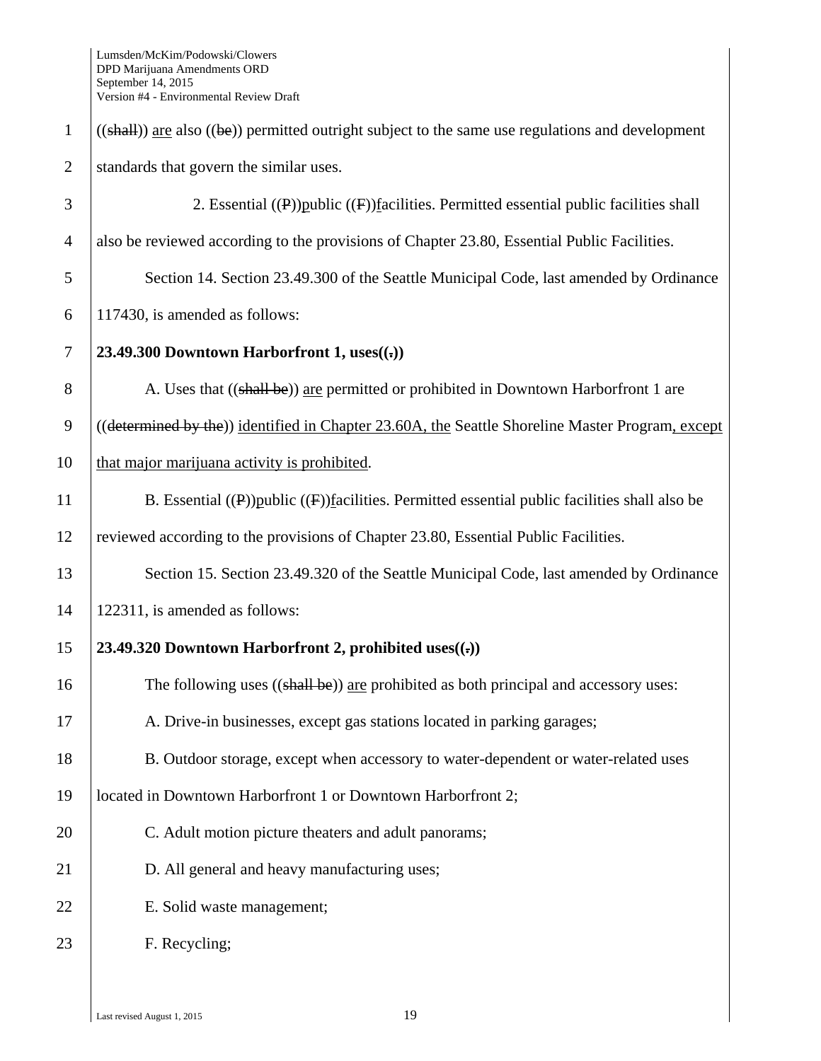((shall)) are also ((be)) permitted outright subject to the same use regulations and development standards that govern the similar uses.

2. Essential ((P))public ((F))facilities. Permitted essential public facilities shall also be reviewed according to the provisions of Chapter 23.80, Essential Public Facilities.

Section 14. Section 23.49.300 of the Seattle Municipal Code, last amended by Ordinance 117430, is amended as follows:

**23.49.300 Downtown Harborfront 1, uses((.))**

A. Uses that ((shall be)) are permitted or prohibited in Downtown Harborfront 1 are ((determined by the)) identified in Chapter 23.60A, the Seattle Shoreline Master Program, except that major marijuana activity is prohibited.

B. Essential ((P))public ((F))facilities. Permitted essential public facilities shall also be reviewed according to the provisions of Chapter 23.80, Essential Public Facilities.

Section 15. Section 23.49.320 of the Seattle Municipal Code, last amended by Ordinance 122311, is amended as follows:

**23.49.320 Downtown Harborfront 2, prohibited uses((.))**

The following uses ((shall be)) are prohibited as both principal and accessory uses:

A. Drive-in businesses, except gas stations located in parking garages;

B. Outdoor storage, except when accessory to water-dependent or water-related uses located in Downtown Harborfront 1 or Downtown Harborfront 2;

C. Adult motion picture theaters and adult panorams;

D. All general and heavy manufacturing uses;

E. Solid waste management;

F. Recycling;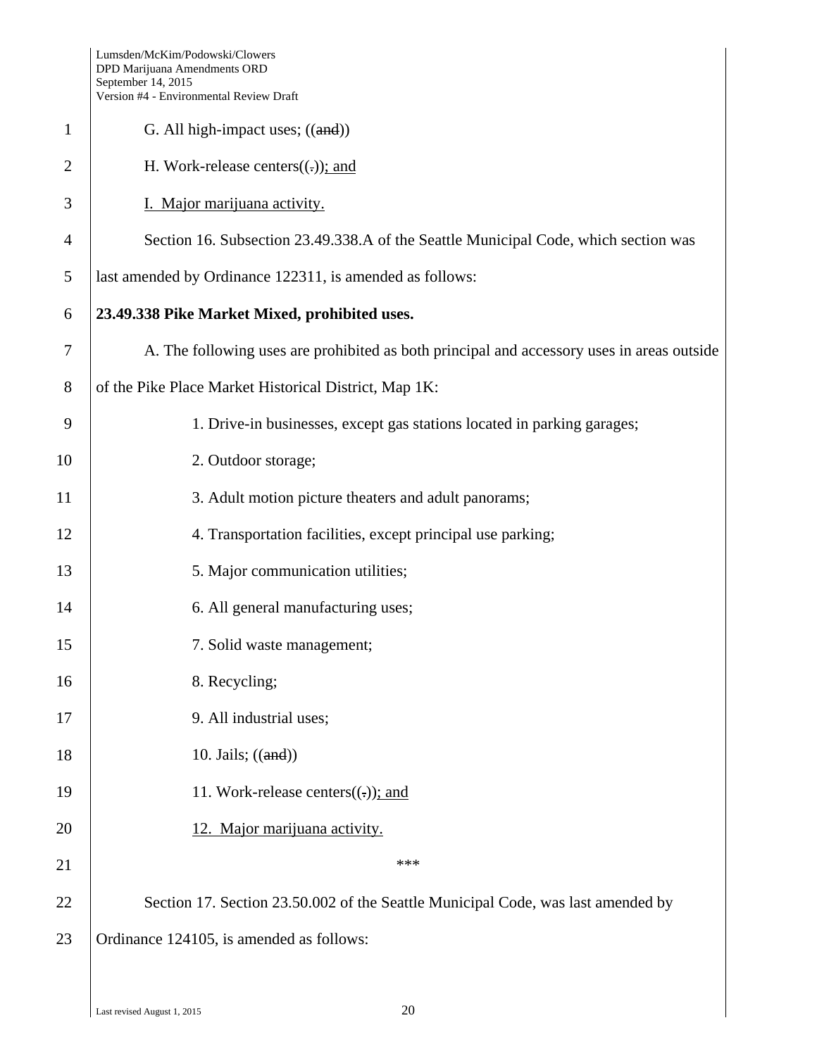G. All high-impact uses; ((~~and~~))

H. Work-release centers((~~.~~)); and

I. Major marijuana activity.

Section 16. Subsection 23.49.338.A of the Seattle Municipal Code, which section was last amended by Ordinance 122311, is amended as follows:

**23.49.338 Pike Market Mixed, prohibited uses.**

A. The following uses are prohibited as both principal and accessory uses in areas outside of the Pike Place Market Historical District, Map 1K:

1. Drive-in businesses, except gas stations located in parking garages;
2. Outdoor storage;
3. Adult motion picture theaters and adult panorams;
4. Transportation facilities, except principal use parking;
5. Major communication utilities;
6. All general manufacturing uses;
7. Solid waste management;
8. Recycling;
9. All industrial uses;
10. Jails; ((~~and~~))
11. Work-release centers((~~.~~)); and
12. Major marijuana activity.

\*\*\*

Section 17. Section 23.50.002 of the Seattle Municipal Code, was last amended by Ordinance 124105, is amended as follows: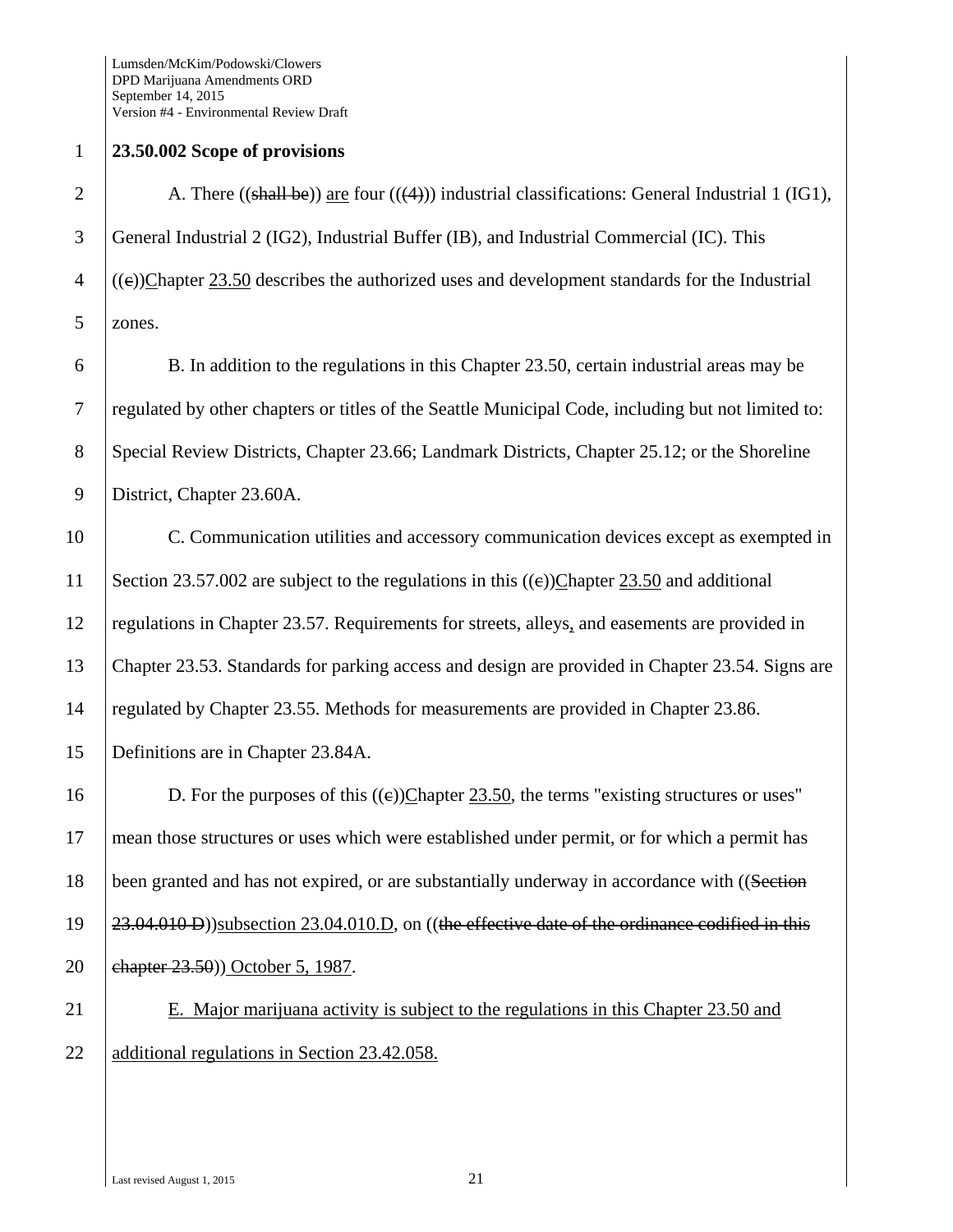**23.50.002 Scope of provisions**

A. There ((~~shall be~~)) <u>are</u> four ((~~(4)~~)) industrial classifications: General Industrial 1 (IG1), General Industrial 2 (IG2), Industrial Buffer (IB), and Industrial Commercial (IC). This ((~~c~~))<u>C</u>hapter <u>23.50</u> describes the authorized uses and development standards for the Industrial zones.

B. In addition to the regulations in this Chapter 23.50, certain industrial areas may be regulated by other chapters or titles of the Seattle Municipal Code, including but not limited to: Special Review Districts, Chapter 23.66; Landmark Districts, Chapter 25.12; or the Shoreline District, Chapter 23.60A.

C. Communication utilities and accessory communication devices except as exempted in Section 23.57.002 are subject to the regulations in this ((~~c~~))<u>C</u>hapter <u>23.50</u> and additional regulations in Chapter 23.57. Requirements for streets, alleys<u>,</u> and easements are provided in Chapter 23.53. Standards for parking access and design are provided in Chapter 23.54. Signs are regulated by Chapter 23.55. Methods for measurements are provided in Chapter 23.86. Definitions are in Chapter 23.84A.

D. For the purposes of this ((~~c~~))<u>C</u>hapter <u>23.50</u>, the terms "existing structures or uses" mean those structures or uses which were established under permit, or for which a permit has been granted and has not expired, or are substantially underway in accordance with ((~~Section 23.04.010 D~~))<u>subsection 23.04.010.D</u>, on ((~~the effective date of the ordinance codified in this chapter 23.50~~))<u> October 5, 1987</u>.

<u>E. Major marijuana activity is subject to the regulations in this Chapter 23.50 and additional regulations in Section 23.42.058.</u>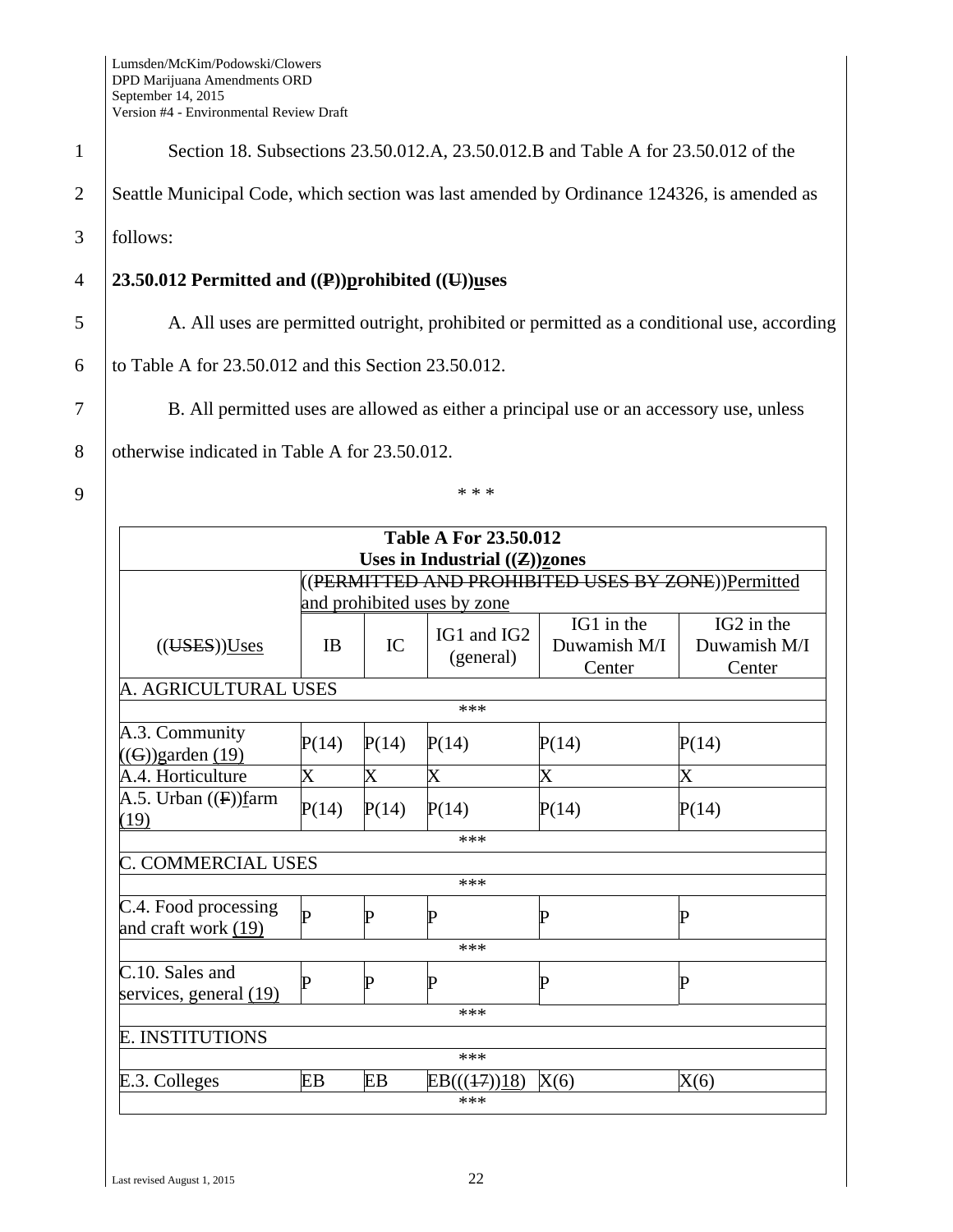Section 18. Subsections 23.50.012.A, 23.50.012.B and Table A for 23.50.012 of the Seattle Municipal Code, which section was last amended by Ordinance 124326, is amended as follows:

**23.50.012 Permitted and ((P))prohibited ((U))uses**

A. All uses are permitted outright, prohibited or permitted as a conditional use, according to Table A for 23.50.012 and this Section 23.50.012.

B. All permitted uses are allowed as either a principal use or an accessory use, unless otherwise indicated in Table A for 23.50.012.

\* \* \*

| Table A For 23.50.012 Uses in Industrial ((Z))zones | | | | | |
|---|---|---|---|---|---|
| | ((PERMITTED AND PROHIBITED USES BY ZONE))Permitted and prohibited uses by zone | | | | |
| ((USES))Uses | IB | IC | IG1 and IG2 (general) | IG1 in the Duwamish M/I Center | IG2 in the Duwamish M/I Center |
| A. AGRICULTURAL USES | | | | | |
| | | | *** | | |
| A.3. Community ((G))garden (19) | P(14) | P(14) | P(14) | P(14) | P(14) |
| A.4. Horticulture | X | X | X | X | X |
| A.5. Urban ((F))farm (19) | P(14) | P(14) | P(14) | P(14) | P(14) |
| | | | *** | | |
| C. COMMERCIAL USES | | | | | |
| | | | *** | | |
| C.4. Food processing and craft work (19) | P | P | P | P | P |
| | | | *** | | |
| C.10. Sales and services, general (19) | P | P | P | P | P |
| | | | *** | | |
| E. INSTITUTIONS | | | | | |
| | | | *** | | |
| E.3. Colleges | EB | EB | EB(((17))18) | X(6) | X(6) |
| | | | *** | | |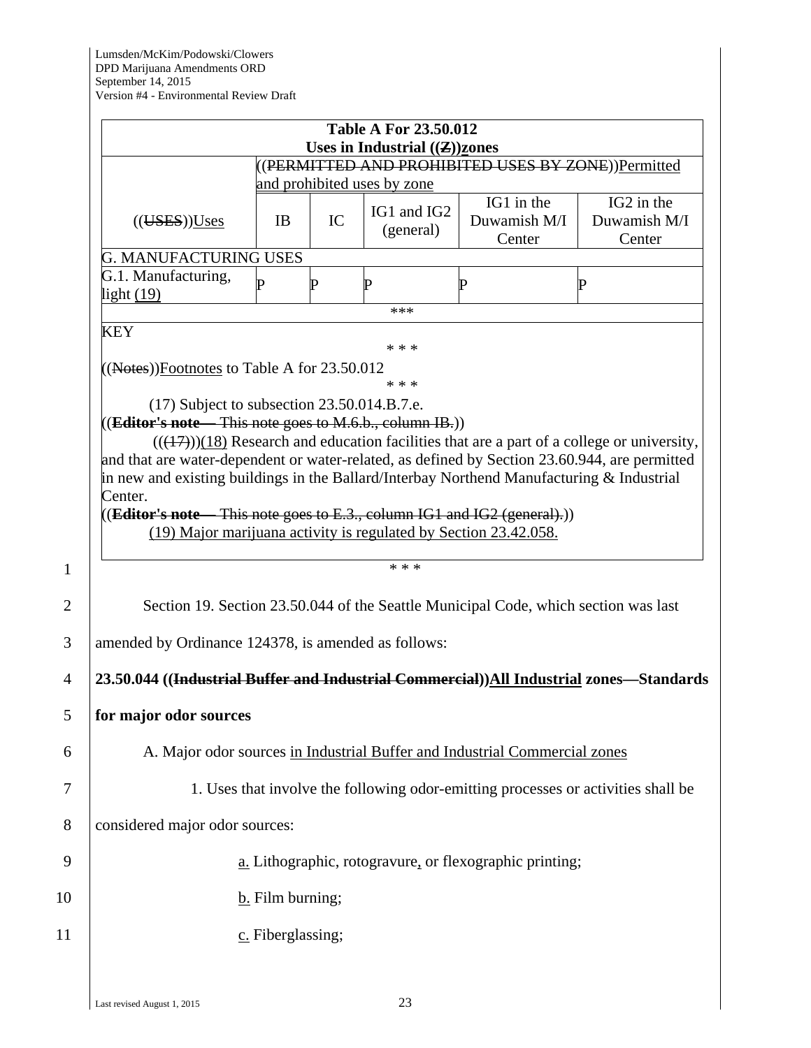| Table A For 23.50.012 Uses in Industrial ((Z))zones | | | | | |
|---|---|---|---|---|---|
| | ((PERMITTED AND PROHIBITED USES BY ZONE))Permitted and prohibited uses by zone | | | | |
| ((USES))Uses | IB | IC | IG1 and IG2 (general) | IG1 in the Duwamish M/I Center | IG2 in the Duwamish M/I Center |
| G. MANUFACTURING USES | | | | | |
| G.1. Manufacturing, light (19) | P | P | P | P | P |
| *** | | | | | |

KEY

\* \* \*

((Notes))Footnotes to Table A for 23.50.012

\* \* \*

(17) Subject to subsection 23.50.014.B.7.e.

((**Editor's note**— This note goes to M.6.b., column IB.))

(((17)))(18) Research and education facilities that are a part of a college or university, and that are water-dependent or water-related, as defined by Section 23.60.944, are permitted in new and existing buildings in the Ballard/Interbay Northend Manufacturing & Industrial Center.

((**Editor's note**— This note goes to E.3., column IG1 and IG2 (general).))

(19) Major marijuana activity is regulated by Section 23.42.058.

\* \* \*

Section 19. Section 23.50.044 of the Seattle Municipal Code, which section was last amended by Ordinance 124378, is amended as follows:

**23.50.044 ((Industrial Buffer and Industrial Commercial))All Industrial zones—Standards for major odor sources**

A. Major odor sources in Industrial Buffer and Industrial Commercial zones

1. Uses that involve the following odor-emitting processes or activities shall be considered major odor sources:

a. Lithographic, rotogravure, or flexographic printing;

b. Film burning;

c. Fiberglassing;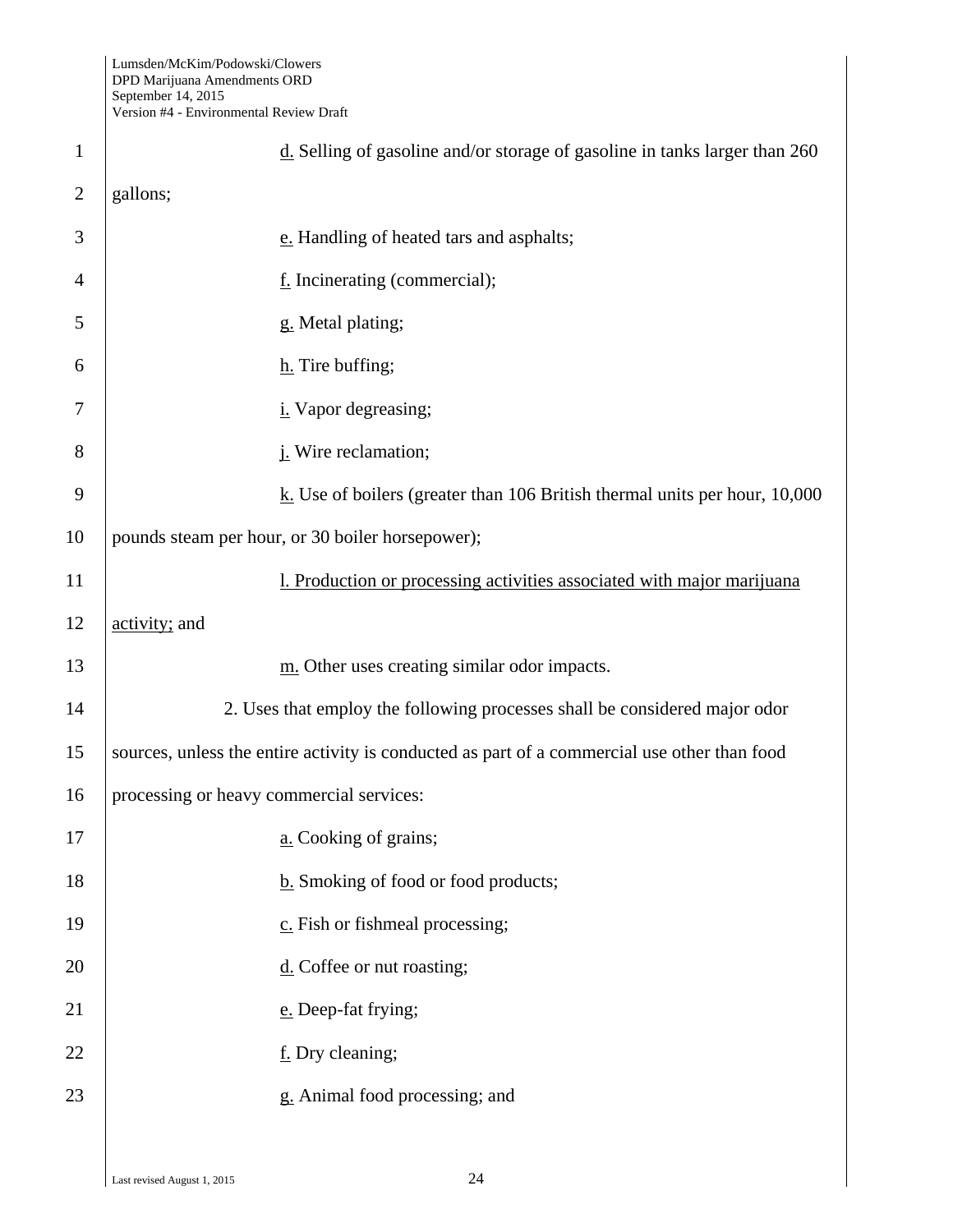d. Selling of gasoline and/or storage of gasoline in tanks larger than 260 gallons;

e. Handling of heated tars and asphalts;

f. Incinerating (commercial);

g. Metal plating;

h. Tire buffing;

i. Vapor degreasing;

j. Wire reclamation;

k. Use of boilers (greater than 106 British thermal units per hour, 10,000 pounds steam per hour, or 30 boiler horsepower);

l. Production or processing activities associated with major marijuana activity; and

m. Other uses creating similar odor impacts.

2. Uses that employ the following processes shall be considered major odor sources, unless the entire activity is conducted as part of a commercial use other than food processing or heavy commercial services:

a. Cooking of grains;

b. Smoking of food or food products;

c. Fish or fishmeal processing;

d. Coffee or nut roasting;

e. Deep-fat frying;

f. Dry cleaning;

g. Animal food processing; and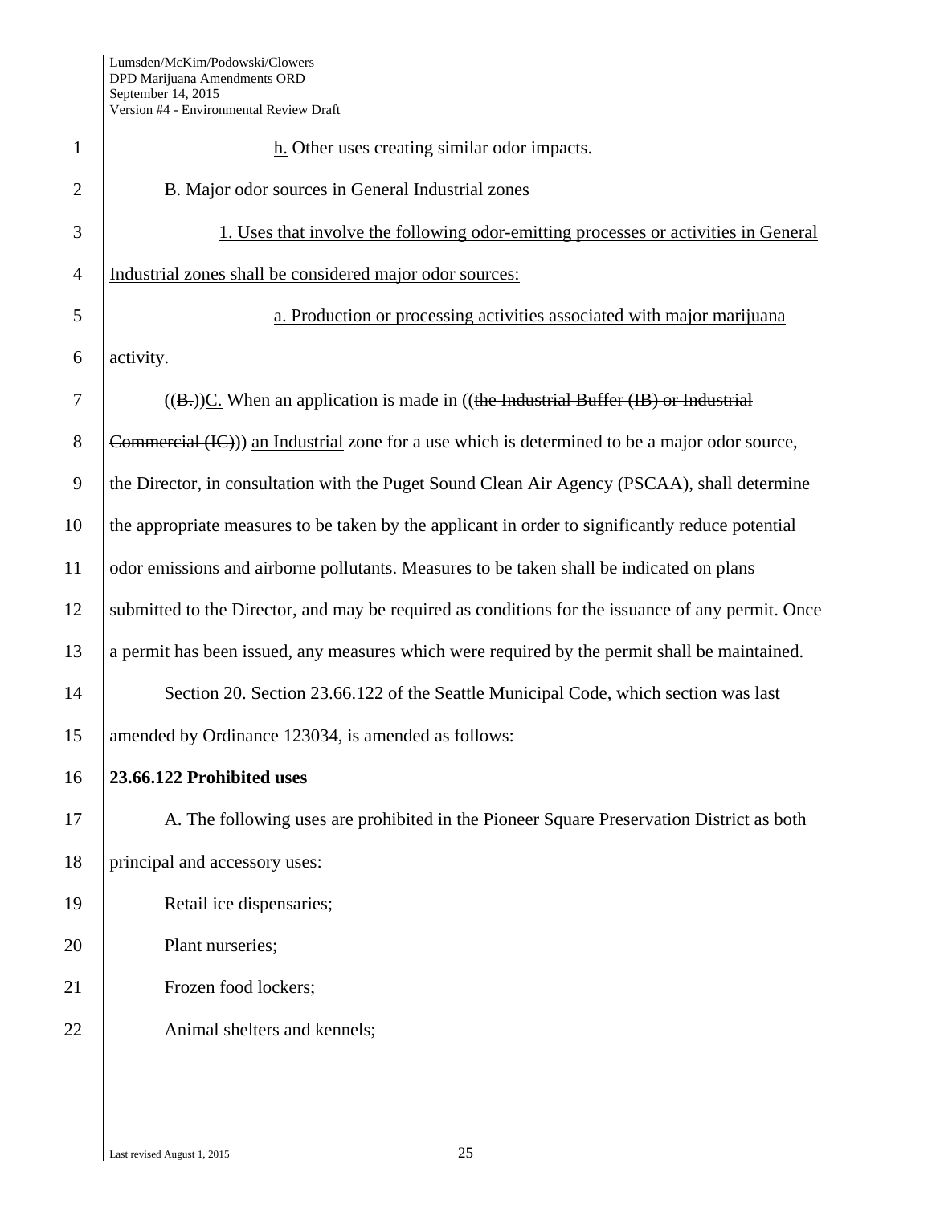h. Other uses creating similar odor impacts.

B. Major odor sources in General Industrial zones

1. Uses that involve the following odor-emitting processes or activities in General Industrial zones shall be considered major odor sources:

a. Production or processing activities associated with major marijuana activity.

((B.))C. When an application is made in ((the Industrial Buffer (IB) or Industrial Commercial (IC))) an Industrial zone for a use which is determined to be a major odor source, the Director, in consultation with the Puget Sound Clean Air Agency (PSCAA), shall determine the appropriate measures to be taken by the applicant in order to significantly reduce potential odor emissions and airborne pollutants. Measures to be taken shall be indicated on plans submitted to the Director, and may be required as conditions for the issuance of any permit. Once a permit has been issued, any measures which were required by the permit shall be maintained.

Section 20. Section 23.66.122 of the Seattle Municipal Code, which section was last amended by Ordinance 123034, is amended as follows:

**23.66.122 Prohibited uses**

A. The following uses are prohibited in the Pioneer Square Preservation District as both principal and accessory uses:

Retail ice dispensaries;

Plant nurseries;

Frozen food lockers;

Animal shelters and kennels;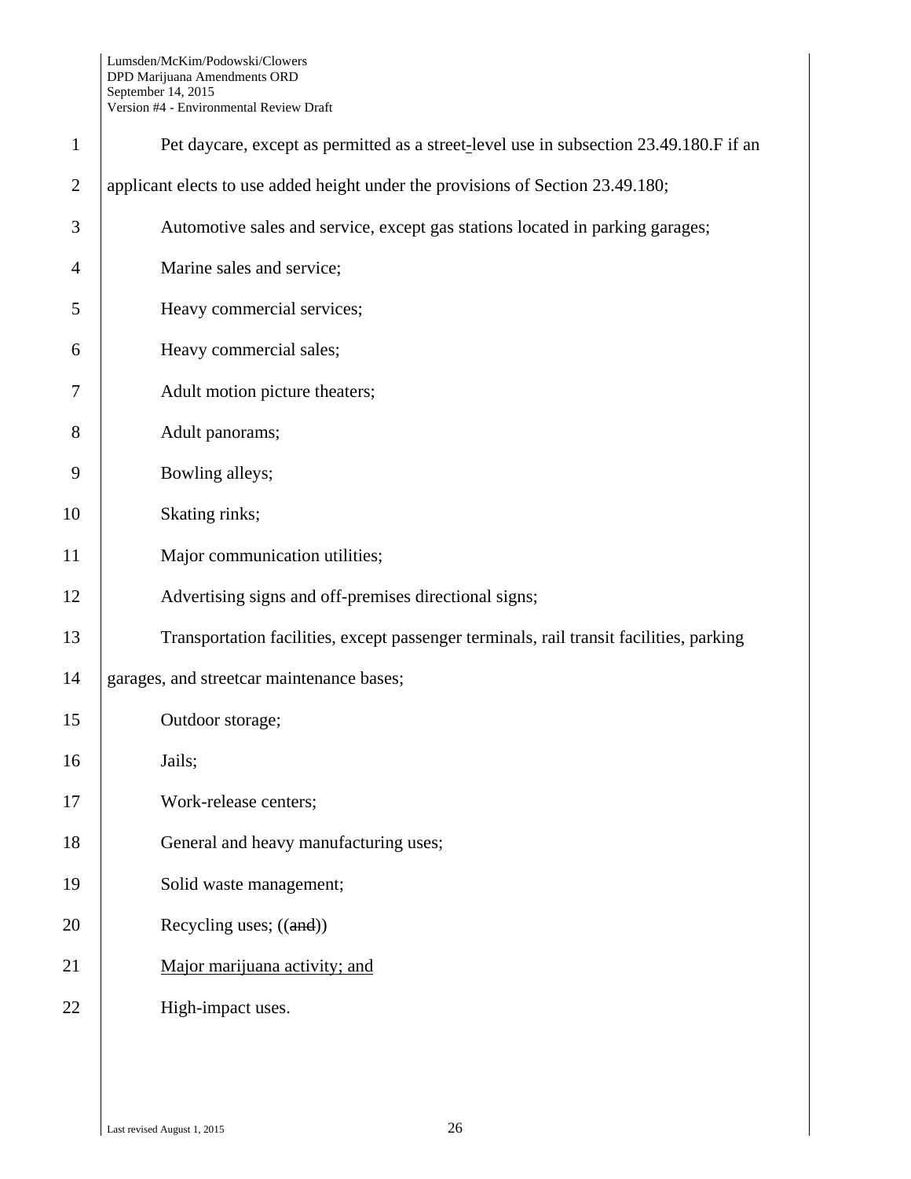Pet daycare, except as permitted as a street-level use in subsection 23.49.180.F if an applicant elects to use added height under the provisions of Section 23.49.180;

Automotive sales and service, except gas stations located in parking garages;

Marine sales and service;

Heavy commercial services;

Heavy commercial sales;

Adult motion picture theaters;

Adult panorams;

Bowling alleys;

Skating rinks;

Major communication utilities;

Advertising signs and off-premises directional signs;

Transportation facilities, except passenger terminals, rail transit facilities, parking garages, and streetcar maintenance bases;

Outdoor storage;

Jails;

Work-release centers;

General and heavy manufacturing uses;

Solid waste management;

Recycling uses; ((~~and~~))

<u>Major marijuana activity; and</u>

High-impact uses.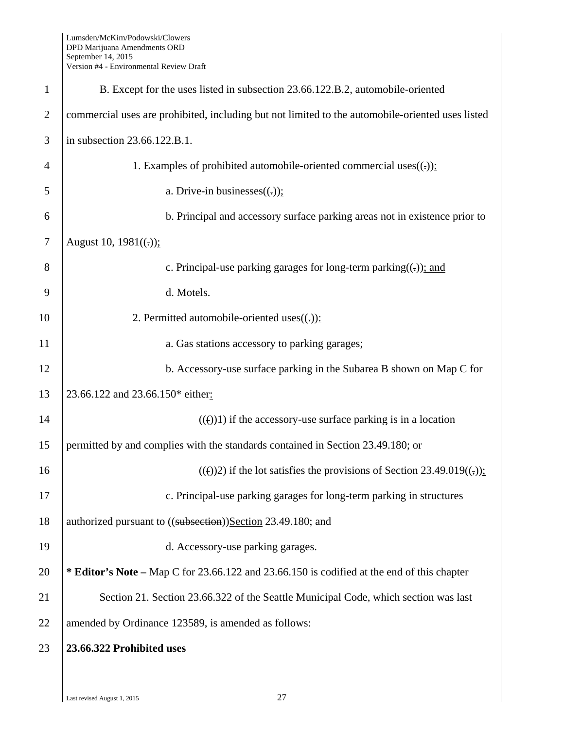B. Except for the uses listed in subsection 23.66.122.B.2, automobile-oriented commercial uses are prohibited, including but not limited to the automobile-oriented uses listed in subsection 23.66.122.B.1.

1. Examples of prohibited automobile-oriented commercial uses((.)):

a. Drive-in businesses((.));

b. Principal and accessory surface parking areas not in existence prior to August 10, 1981((.));

c. Principal-use parking garages for long-term parking((.)); and

d. Motels.

2. Permitted automobile-oriented uses((.)):

a. Gas stations accessory to parking garages;

b. Accessory-use surface parking in the Subarea B shown on Map C for 23.66.122 and 23.66.150* either:

(( ( ))1) if the accessory-use surface parking is in a location permitted by and complies with the standards contained in Section 23.49.180; or

(( ( ))2) if the lot satisfies the provisions of Section 23.49.019((,));

c. Principal-use parking garages for long-term parking in structures authorized pursuant to ((subsection))Section 23.49.180; and

d. Accessory-use parking garages.

**\* Editor's Note –** Map C for 23.66.122 and 23.66.150 is codified at the end of this chapter

Section 21. Section 23.66.322 of the Seattle Municipal Code, which section was last amended by Ordinance 123589, is amended as follows:

**23.66.322 Prohibited uses**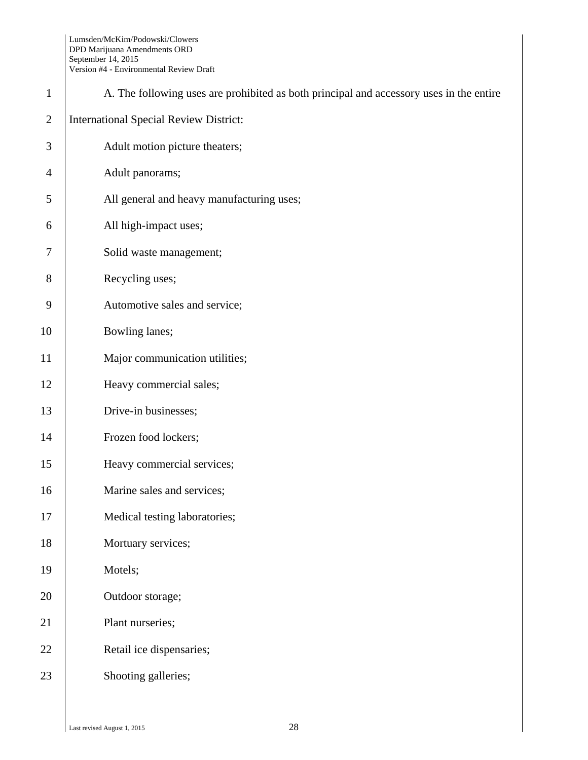A. The following uses are prohibited as both principal and accessory uses in the entire International Special Review District:

Adult motion picture theaters;

Adult panorams;

All general and heavy manufacturing uses;

All high-impact uses;

Solid waste management;

Recycling uses;

Automotive sales and service;

Bowling lanes;

Major communication utilities;

Heavy commercial sales;

Drive-in businesses;

Frozen food lockers;

Heavy commercial services;

Marine sales and services;

Medical testing laboratories;

Mortuary services;

Motels;

Outdoor storage;

Plant nurseries;

Retail ice dispensaries;

Shooting galleries;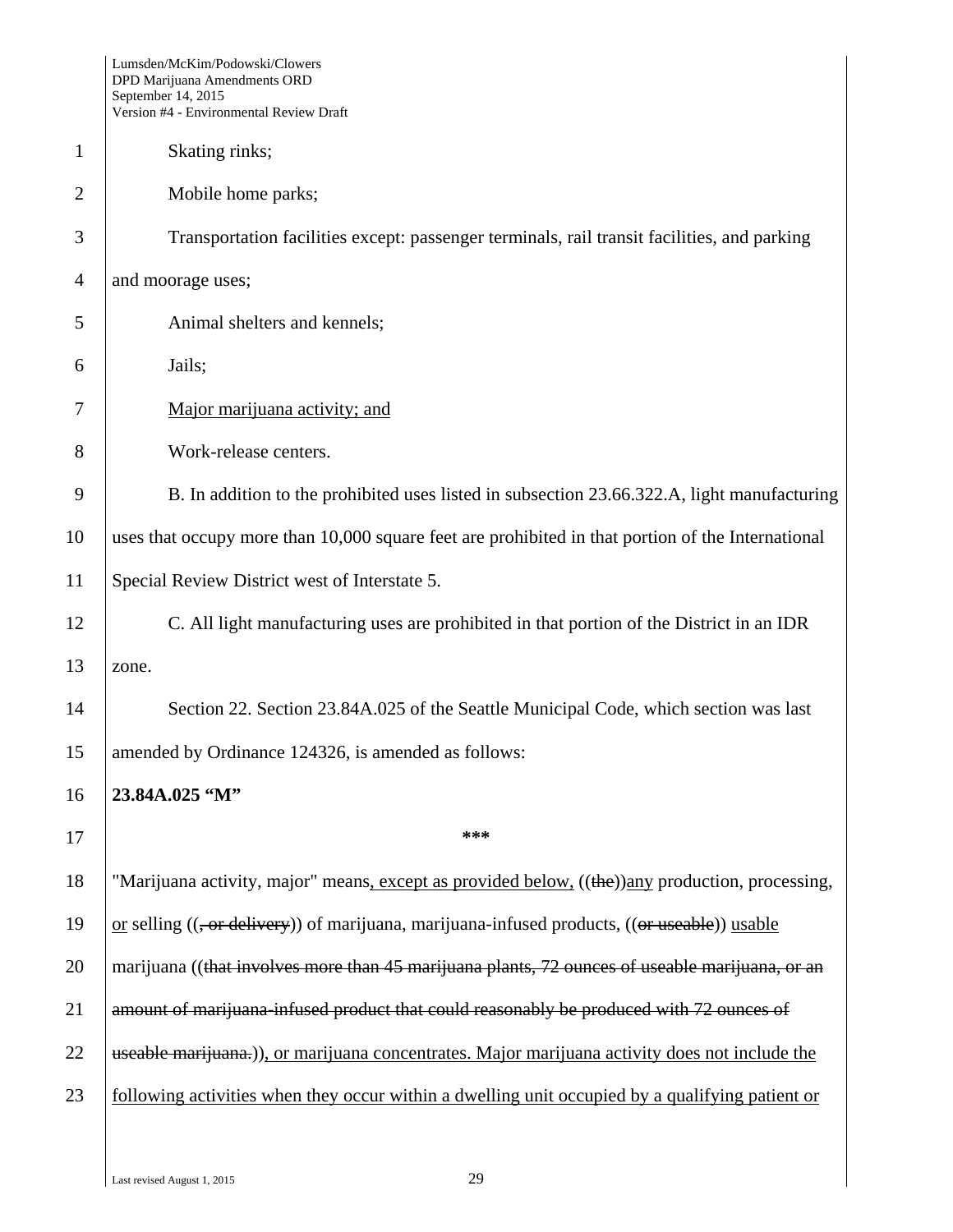Skating rinks;

Mobile home parks;

Transportation facilities except: passenger terminals, rail transit facilities, and parking and moorage uses;

Animal shelters and kennels;

Jails;

Major marijuana activity; and

Work-release centers.

B. In addition to the prohibited uses listed in subsection 23.66.322.A, light manufacturing uses that occupy more than 10,000 square feet are prohibited in that portion of the International Special Review District west of Interstate 5.

C. All light manufacturing uses are prohibited in that portion of the District in an IDR zone.

Section 22. Section 23.84A.025 of the Seattle Municipal Code, which section was last amended by Ordinance 124326, is amended as follows:

**23.84A.025 "M"**

\*\*\*

"Marijuana activity, major" means, except as provided below, ((the))any production, processing, or selling ((, or delivery)) of marijuana, marijuana-infused products, ((or useable)) usable marijuana ((that involves more than 45 marijuana plants, 72 ounces of useable marijuana, or an amount of marijuana-infused product that could reasonably be produced with 72 ounces of useable marijuana.)), or marijuana concentrates. Major marijuana activity does not include the following activities when they occur within a dwelling unit occupied by a qualifying patient or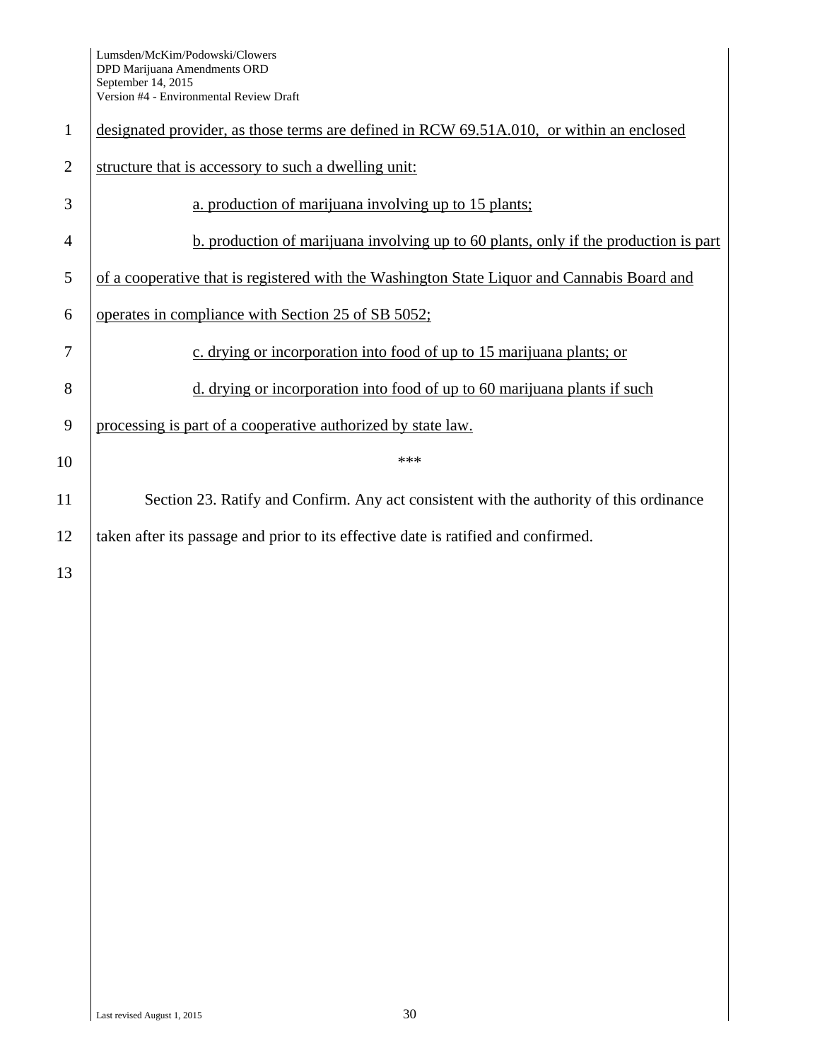designated provider, as those terms are defined in RCW 69.51A.010, or within an enclosed structure that is accessory to such a dwelling unit:

a. production of marijuana involving up to 15 plants;

b. production of marijuana involving up to 60 plants, only if the production is part of a cooperative that is registered with the Washington State Liquor and Cannabis Board and operates in compliance with Section 25 of SB 5052;

c. drying or incorporation into food of up to 15 marijuana plants; or

d. drying or incorporation into food of up to 60 marijuana plants if such processing is part of a cooperative authorized by state law.

***

Section 23. Ratify and Confirm. Any act consistent with the authority of this ordinance taken after its passage and prior to its effective date is ratified and confirmed.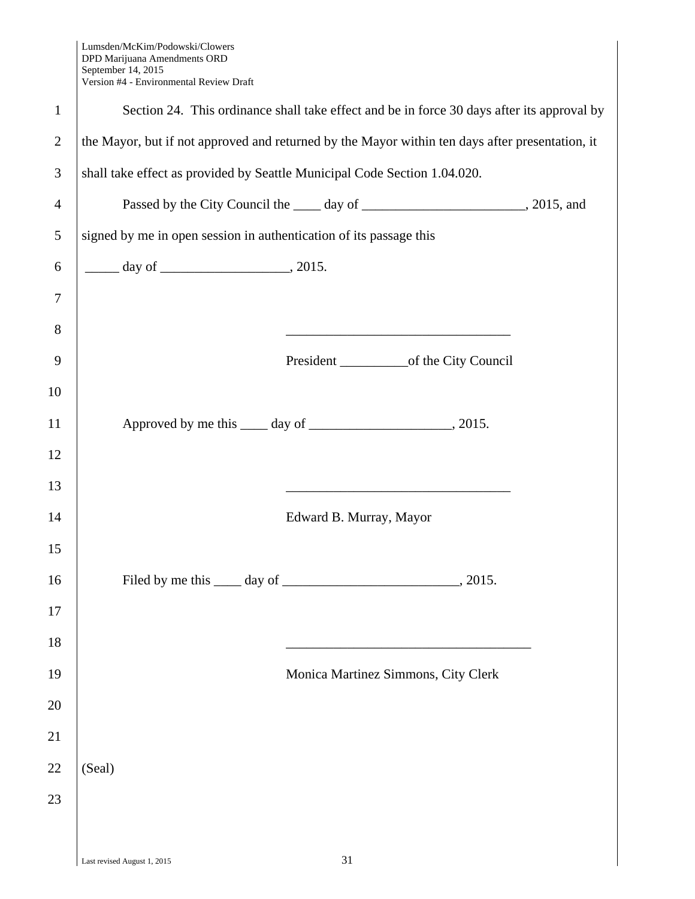Section 24. This ordinance shall take effect and be in force 30 days after its approval by the Mayor, but if not approved and returned by the Mayor within ten days after presentation, it shall take effect as provided by Seattle Municipal Code Section 1.04.020.

Passed by the City Council the ____ day of ________________________, 2015, and signed by me in open session in authentication of its passage this

_____ day of ___________________, 2015.

_________________________________

President __________of the City Council

Approved by me this ____ day of _____________________, 2015.

_________________________________

Edward B. Murray, Mayor

Filed by me this ____ day of __________________________, 2015.

____________________________________

Monica Martinez Simmons, City Clerk

(Seal)